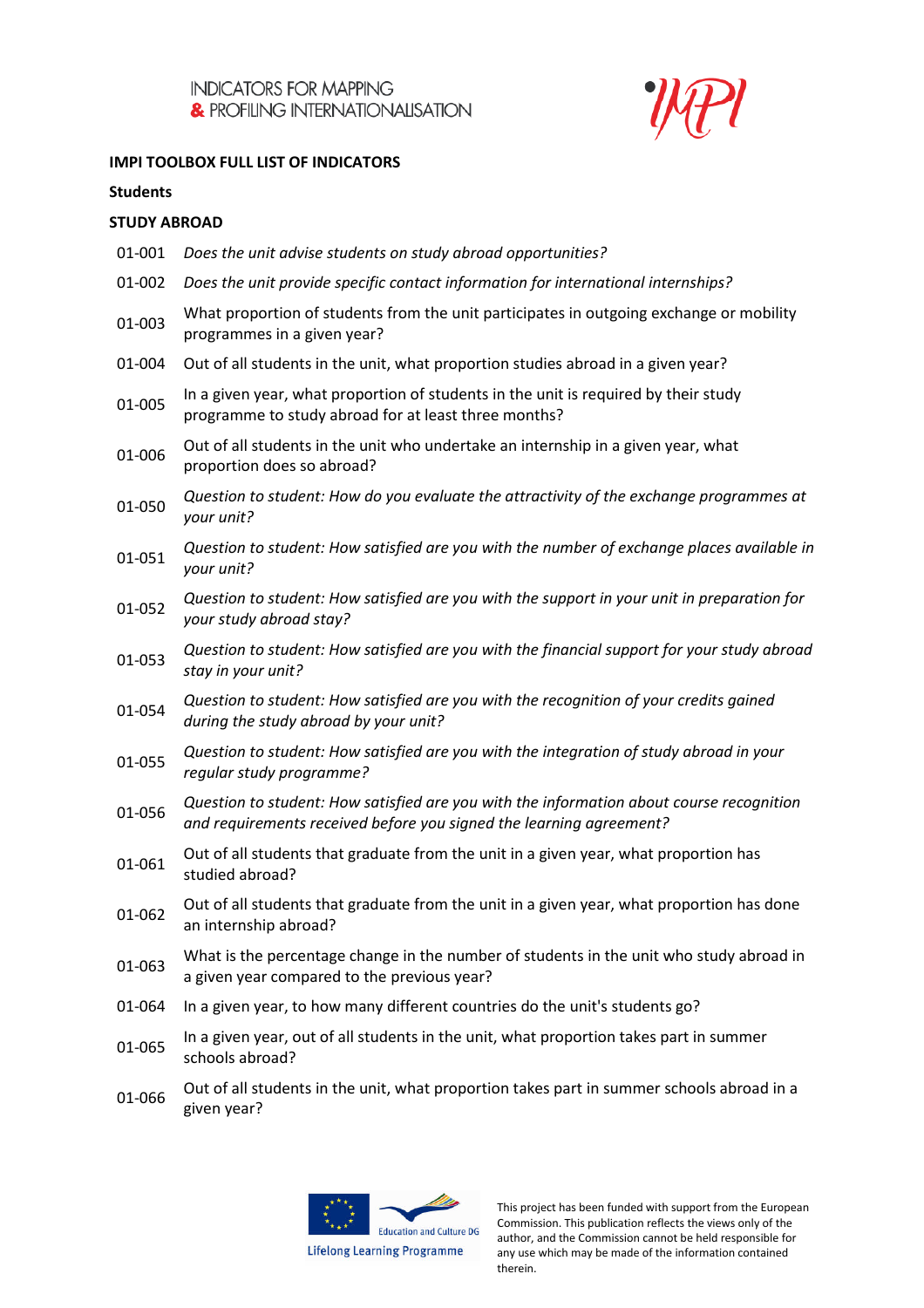INDICATORS FOR MAPPING
& PROFILING INTERNATIONALISATION

**IMPI TOOLBOX FULL LIST OF INDICATORS**

**Students**

**STUDY ABROAD**

| | |
|---|---|
| 01-001 | *Does the unit advise students on study abroad opportunities?* |
| 01-002 | *Does the unit provide specific contact information for international internships?* |
| 01-003 | What proportion of students from the unit participates in outgoing exchange or mobility programmes in a given year? |
| 01-004 | Out of all students in the unit, what proportion studies abroad in a given year? |
| 01-005 | In a given year, what proportion of students in the unit is required by their study programme to study abroad for at least three months? |
| 01-006 | Out of all students in the unit who undertake an internship in a given year, what proportion does so abroad? |
| 01-050 | *Question to student: How do you evaluate the attractivity of the exchange programmes at your unit?* |
| 01-051 | *Question to student: How satisfied are you with the number of exchange places available in your unit?* |
| 01-052 | *Question to student: How satisfied are you with the support in your unit in preparation for your study abroad stay?* |
| 01-053 | *Question to student: How satisfied are you with the financial support for your study abroad stay in your unit?* |
| 01-054 | *Question to student: How satisfied are you with the recognition of your credits gained during the study abroad by your unit?* |
| 01-055 | *Question to student: How satisfied are you with the integration of study abroad in your regular study programme?* |
| 01-056 | *Question to student: How satisfied are you with the information about course recognition and requirements received before you signed the learning agreement?* |
| 01-061 | Out of all students that graduate from the unit in a given year, what proportion has studied abroad? |
| 01-062 | Out of all students that graduate from the unit in a given year, what proportion has done an internship abroad? |
| 01-063 | What is the percentage change in the number of students in the unit who study abroad in a given year compared to the previous year? |
| 01-064 | In a given year, to how many different countries do the unit's students go? |
| 01-065 | In a given year, out of all students in the unit, what proportion takes part in summer schools abroad? |
| 01-066 | Out of all students in the unit, what proportion takes part in summer schools abroad in a given year? |

This project has been funded with support from the European Commission. This publication reflects the views only of the author, and the Commission cannot be held responsible for any use which may be made of the information contained therein.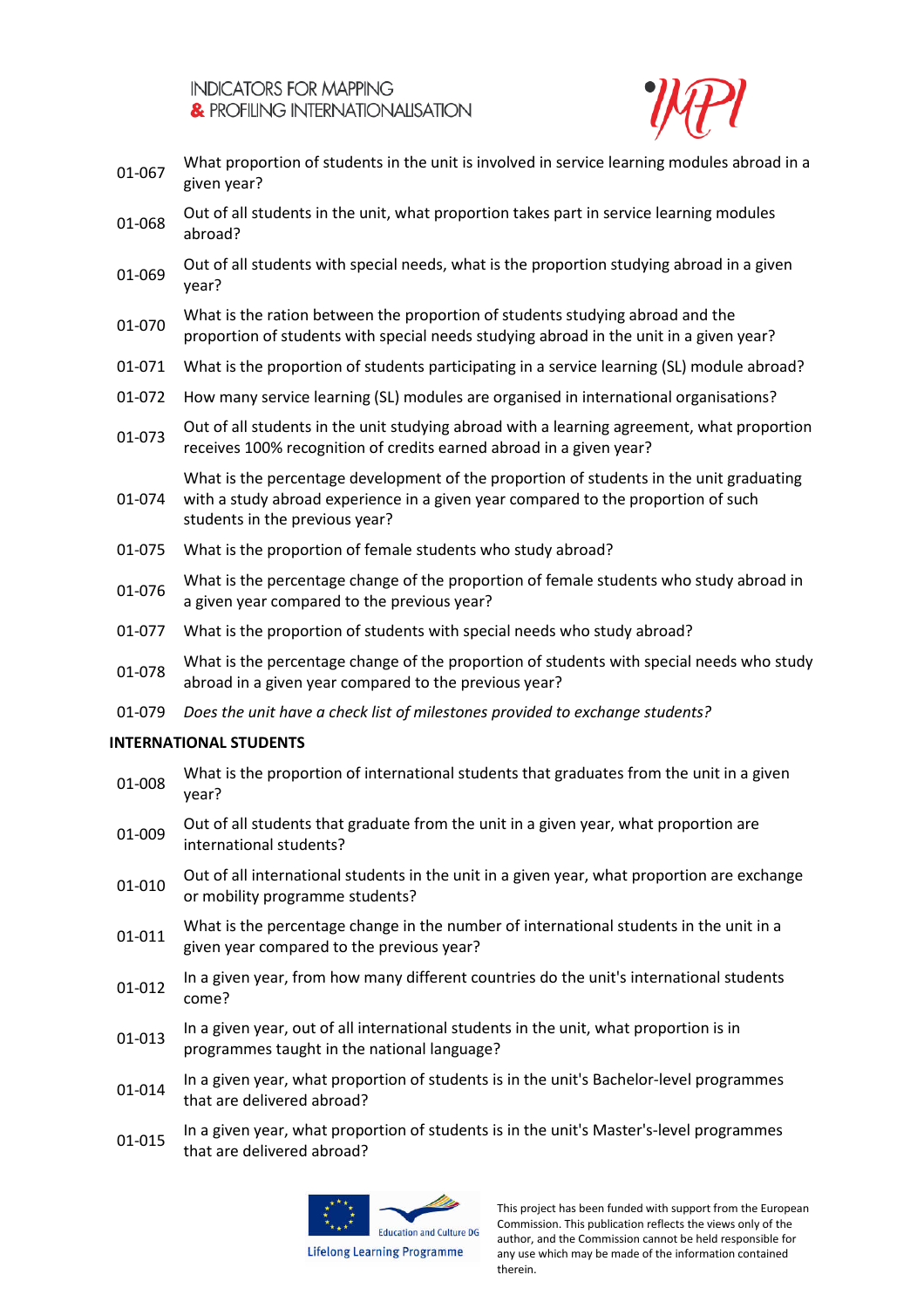| | |
|---|---|
| 01-067 | What proportion of students in the unit is involved in service learning modules abroad in a given year? |
| 01-068 | Out of all students in the unit, what proportion takes part in service learning modules abroad? |
| 01-069 | Out of all students with special needs, what is the proportion studying abroad in a given year? |
| 01-070 | What is the ration between the proportion of students studying abroad and the proportion of students with special needs studying abroad in the unit in a given year? |
| 01-071 | What is the proportion of students participating in a service learning (SL) module abroad? |
| 01-072 | How many service learning (SL) modules are organised in international organisations? |
| 01-073 | Out of all students in the unit studying abroad with a learning agreement, what proportion receives 100% recognition of credits earned abroad in a given year? |
| 01-074 | What is the percentage development of the proportion of students in the unit graduating with a study abroad experience in a given year compared to the proportion of such students in the previous year? |
| 01-075 | What is the proportion of female students who study abroad? |
| 01-076 | What is the percentage change of the proportion of female students who study abroad in a given year compared to the previous year? |
| 01-077 | What is the proportion of students with special needs who study abroad? |
| 01-078 | What is the percentage change of the proportion of students with special needs who study abroad in a given year compared to the previous year? |
| 01-079 | *Does the unit have a check list of milestones provided to exchange students?* |

**INTERNATIONAL STUDENTS**

| | |
|---|---|
| 01-008 | What is the proportion of international students that graduates from the unit in a given year? |
| 01-009 | Out of all students that graduate from the unit in a given year, what proportion are international students? |
| 01-010 | Out of all international students in the unit in a given year, what proportion are exchange or mobility programme students? |
| 01-011 | What is the percentage change in the number of international students in the unit in a given year compared to the previous year? |
| 01-012 | In a given year, from how many different countries do the unit's international students come? |
| 01-013 | In a given year, out of all international students in the unit, what proportion is in programmes taught in the national language? |
| 01-014 | In a given year, what proportion of students is in the unit's Bachelor-level programmes that are delivered abroad? |
| 01-015 | In a given year, what proportion of students is in the unit's Master's-level programmes that are delivered abroad? |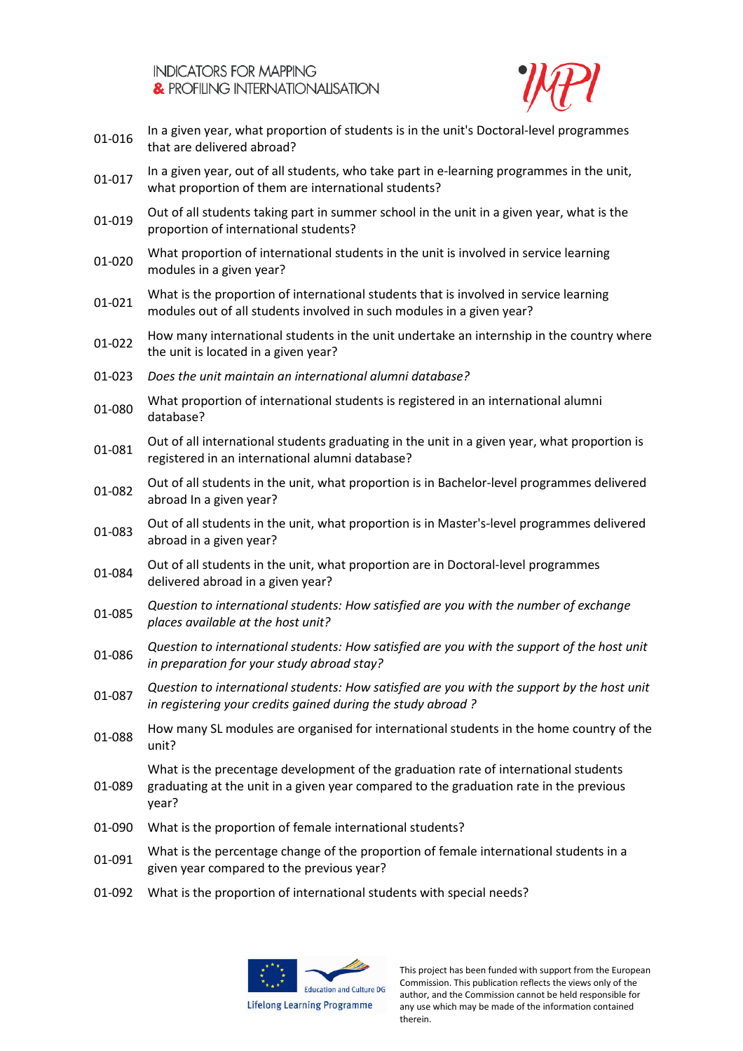| | |
|---|---|
| 01-016 | In a given year, what proportion of students is in the unit's Doctoral-level programmes that are delivered abroad? |
| 01-017 | In a given year, out of all students, who take part in e-learning programmes in the unit, what proportion of them are international students? |
| 01-019 | Out of all students taking part in summer school in the unit in a given year, what is the proportion of international students? |
| 01-020 | What proportion of international students in the unit is involved in service learning modules in a given year? |
| 01-021 | What is the proportion of international students that is involved in service learning modules out of all students involved in such modules in a given year? |
| 01-022 | How many international students in the unit undertake an internship in the country where the unit is located in a given year? |
| 01-023 | *Does the unit maintain an international alumni database?* |
| 01-080 | What proportion of international students is registered in an international alumni database? |
| 01-081 | Out of all international students graduating in the unit in a given year, what proportion is registered in an international alumni database? |
| 01-082 | Out of all students in the unit, what proportion is in Bachelor-level programmes delivered abroad In a given year? |
| 01-083 | Out of all students in the unit, what proportion is in Master's-level programmes delivered abroad in a given year? |
| 01-084 | Out of all students in the unit, what proportion are in Doctoral-level programmes delivered abroad in a given year? |
| 01-085 | *Question to international students: How satisfied are you with the number of exchange places available at the host unit?* |
| 01-086 | *Question to international students: How satisfied are you with the support of the host unit in preparation for your study abroad stay?* |
| 01-087 | *Question to international students: How satisfied are you with the support by the host unit in registering your credits gained during the study abroad ?* |
| 01-088 | How many SL modules are organised for international students in the home country of the unit? |
| 01-089 | What is the precentage development of the graduation rate of international students graduating at the unit in a given year compared to the graduation rate in the previous year? |
| 01-090 | What is the proportion of female international students? |
| 01-091 | What is the percentage change of the proportion of female international students in a given year compared to the previous year? |
| 01-092 | What is the proportion of international students with special needs? |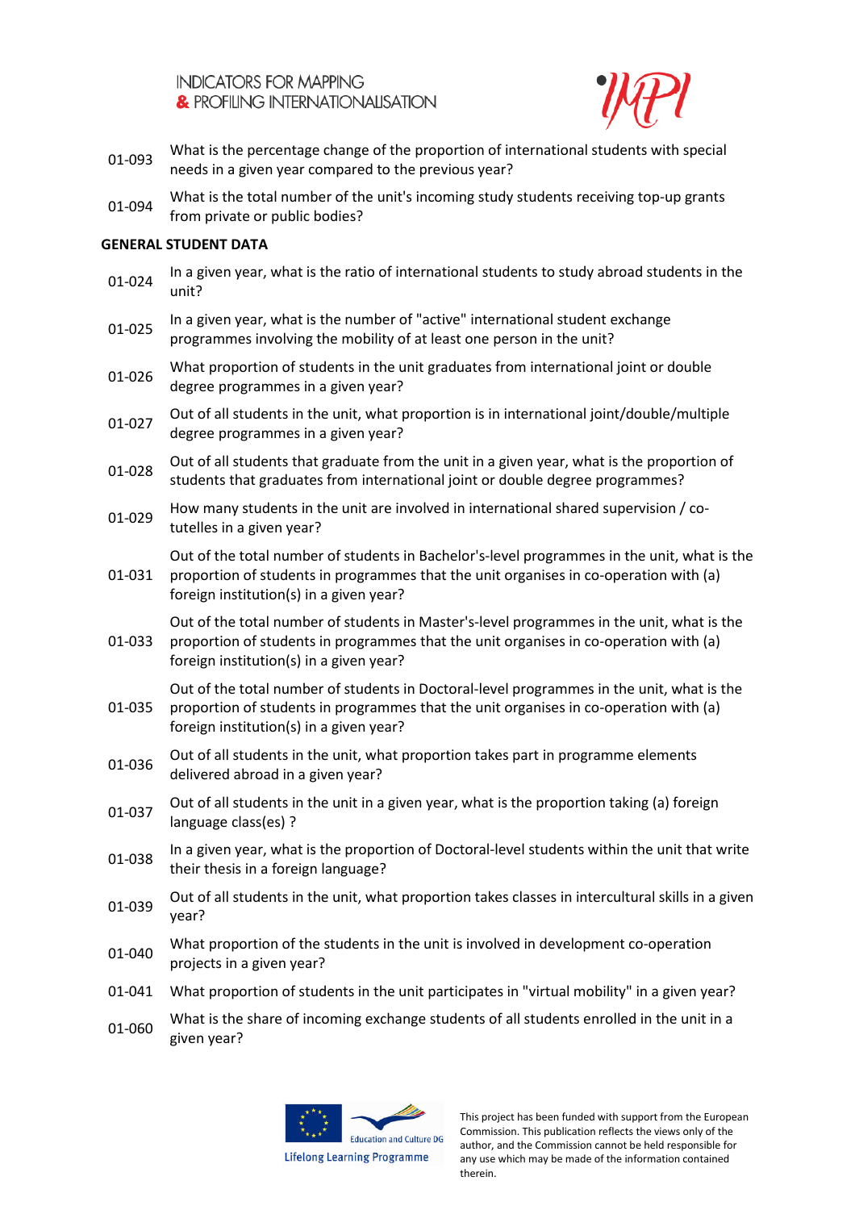| | |
|---|---|
| 01-093 | What is the percentage change of the proportion of international students with special needs in a given year compared to the previous year? |
| 01-094 | What is the total number of the unit's incoming study students receiving top-up grants from private or public bodies? |

**GENERAL STUDENT DATA**

| | |
|---|---|
| 01-024 | In a given year, what is the ratio of international students to study abroad students in the unit? |
| 01-025 | In a given year, what is the number of "active" international student exchange programmes involving the mobility of at least one person in the unit? |
| 01-026 | What proportion of students in the unit graduates from international joint or double degree programmes in a given year? |
| 01-027 | Out of all students in the unit, what proportion is in international joint/double/multiple degree programmes in a given year? |
| 01-028 | Out of all students that graduate from the unit in a given year, what is the proportion of students that graduates from international joint or double degree programmes? |
| 01-029 | How many students in the unit are involved in international shared supervision / co-tutelles in a given year? |
| 01-031 | Out of the total number of students in Bachelor's-level programmes in the unit, what is the proportion of students in programmes that the unit organises in co-operation with (a) foreign institution(s) in a given year? |
| 01-033 | Out of the total number of students in Master's-level programmes in the unit, what is the proportion of students in programmes that the unit organises in co-operation with (a) foreign institution(s) in a given year? |
| 01-035 | Out of the total number of students in Doctoral-level programmes in the unit, what is the proportion of students in programmes that the unit organises in co-operation with (a) foreign institution(s) in a given year? |
| 01-036 | Out of all students in the unit, what proportion takes part in programme elements delivered abroad in a given year? |
| 01-037 | Out of all students in the unit in a given year, what is the proportion taking (a) foreign language class(es) ? |
| 01-038 | In a given year, what is the proportion of Doctoral-level students within the unit that write their thesis in a foreign language? |
| 01-039 | Out of all students in the unit, what proportion takes classes in intercultural skills in a given year? |
| 01-040 | What proportion of the students in the unit is involved in development co-operation projects in a given year? |
| 01-041 | What proportion of students in the unit participates in "virtual mobility" in a given year? |
| 01-060 | What is the share of incoming exchange students of all students enrolled in the unit in a given year? |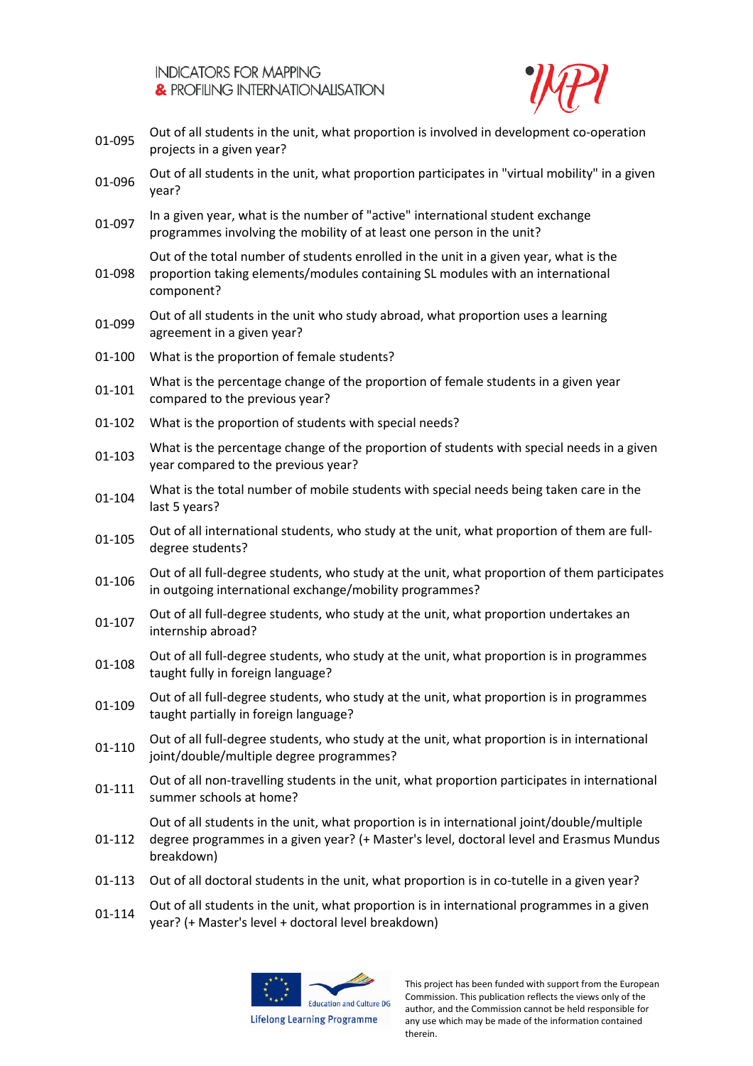| | |
|---|---|
| 01-095 | Out of all students in the unit, what proportion is involved in development co-operation projects in a given year? |
| 01-096 | Out of all students in the unit, what proportion participates in "virtual mobility" in a given year? |
| 01-097 | In a given year, what is the number of "active" international student exchange programmes involving the mobility of at least one person in the unit? |
| 01-098 | Out of the total number of students enrolled in the unit in a given year, what is the proportion taking elements/modules containing SL modules with an international component? |
| 01-099 | Out of all students in the unit who study abroad, what proportion uses a learning agreement in a given year? |
| 01-100 | What is the proportion of female students? |
| 01-101 | What is the percentage change of the proportion of female students in a given year compared to the previous year? |
| 01-102 | What is the proportion of students with special needs? |
| 01-103 | What is the percentage change of the proportion of students with special needs in a given year compared to the previous year? |
| 01-104 | What is the total number of mobile students with special needs being taken care in the last 5 years? |
| 01-105 | Out of all international students, who study at the unit, what proportion of them are full-degree students? |
| 01-106 | Out of all full-degree students, who study at the unit, what proportion of them participates in outgoing international exchange/mobility programmes? |
| 01-107 | Out of all full-degree students, who study at the unit, what proportion undertakes an internship abroad? |
| 01-108 | Out of all full-degree students, who study at the unit, what proportion is in programmes taught fully in foreign language? |
| 01-109 | Out of all full-degree students, who study at the unit, what proportion is in programmes taught partially in foreign language? |
| 01-110 | Out of all full-degree students, who study at the unit, what proportion is in international joint/double/multiple degree programmes? |
| 01-111 | Out of all non-travelling students in the unit, what proportion participates in international summer schools at home? |
| 01-112 | Out of all students in the unit, what proportion is in international joint/double/multiple degree programmes in a given year? (+ Master's level, doctoral level and Erasmus Mundus breakdown) |
| 01-113 | Out of all doctoral students in the unit, what proportion is in co-tutelle in a given year? |
| 01-114 | Out of all students in the unit, what proportion is in international programmes in a given year? (+ Master's level + doctoral level breakdown) |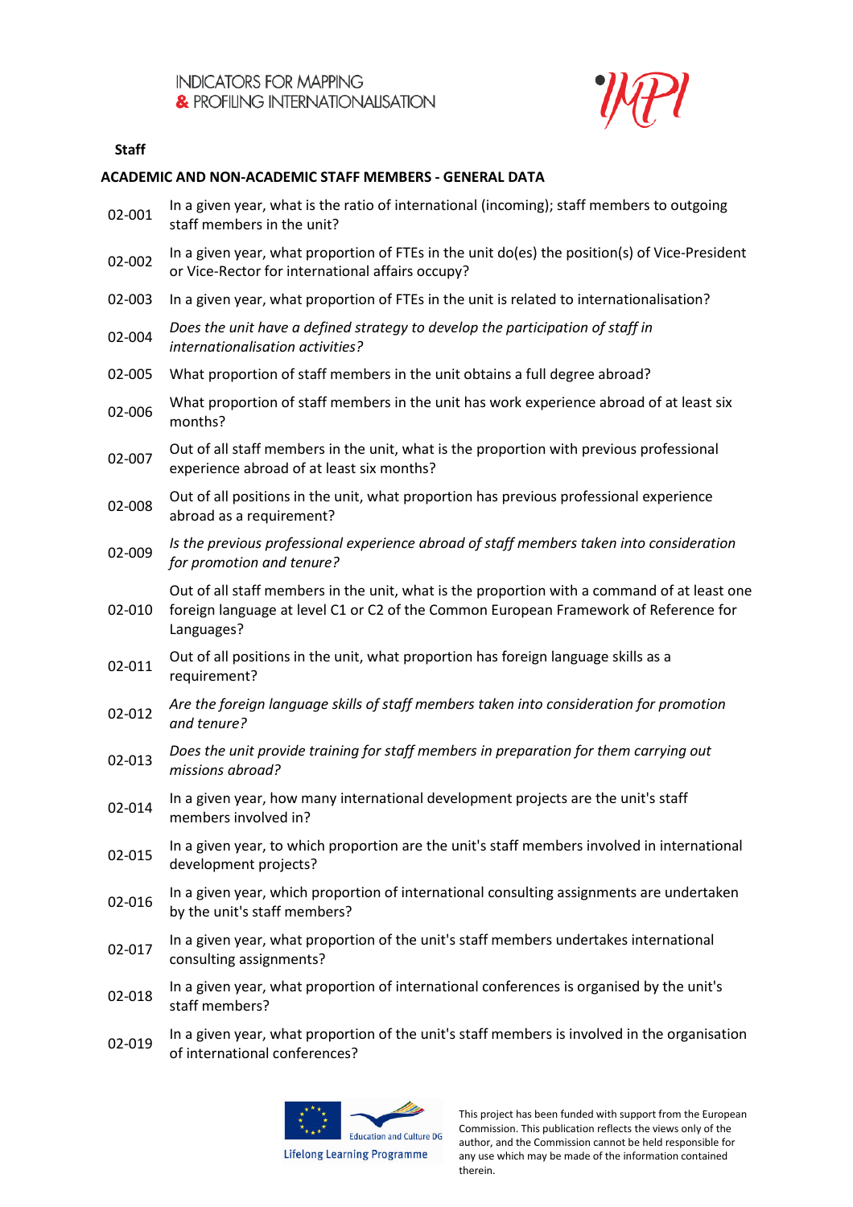**Staff**

**ACADEMIC AND NON-ACADEMIC STAFF MEMBERS - GENERAL DATA**

| | |
|---|---|
| 02-001 | In a given year, what is the ratio of international (incoming); staff members to outgoing staff members in the unit? |
| 02-002 | In a given year, what proportion of FTEs in the unit do(es) the position(s) of Vice-President or Vice-Rector for international affairs occupy? |
| 02-003 | In a given year, what proportion of FTEs in the unit is related to internationalisation? |
| 02-004 | *Does the unit have a defined strategy to develop the participation of staff in internationalisation activities?* |
| 02-005 | What proportion of staff members in the unit obtains a full degree abroad? |
| 02-006 | What proportion of staff members in the unit has work experience abroad of at least six months? |
| 02-007 | Out of all staff members in the unit, what is the proportion with previous professional experience abroad of at least six months? |
| 02-008 | Out of all positions in the unit, what proportion has previous professional experience abroad as a requirement? |
| 02-009 | *Is the previous professional experience abroad of staff members taken into consideration for promotion and tenure?* |
| 02-010 | Out of all staff members in the unit, what is the proportion with a command of at least one foreign language at level C1 or C2 of the Common European Framework of Reference for Languages? |
| 02-011 | Out of all positions in the unit, what proportion has foreign language skills as a requirement? |
| 02-012 | *Are the foreign language skills of staff members taken into consideration for promotion and tenure?* |
| 02-013 | *Does the unit provide training for staff members in preparation for them carrying out missions abroad?* |
| 02-014 | In a given year, how many international development projects are the unit's staff members involved in? |
| 02-015 | In a given year, to which proportion are the unit's staff members involved in international development projects? |
| 02-016 | In a given year, which proportion of international consulting assignments are undertaken by the unit's staff members? |
| 02-017 | In a given year, what proportion of the unit's staff members undertakes international consulting assignments? |
| 02-018 | In a given year, what proportion of international conferences is organised by the unit's staff members? |
| 02-019 | In a given year, what proportion of the unit's staff members is involved in the organisation of international conferences? |

This project has been funded with support from the European Commission. This publication reflects the views only of the author, and the Commission cannot be held responsible for any use which may be made of the information contained therein.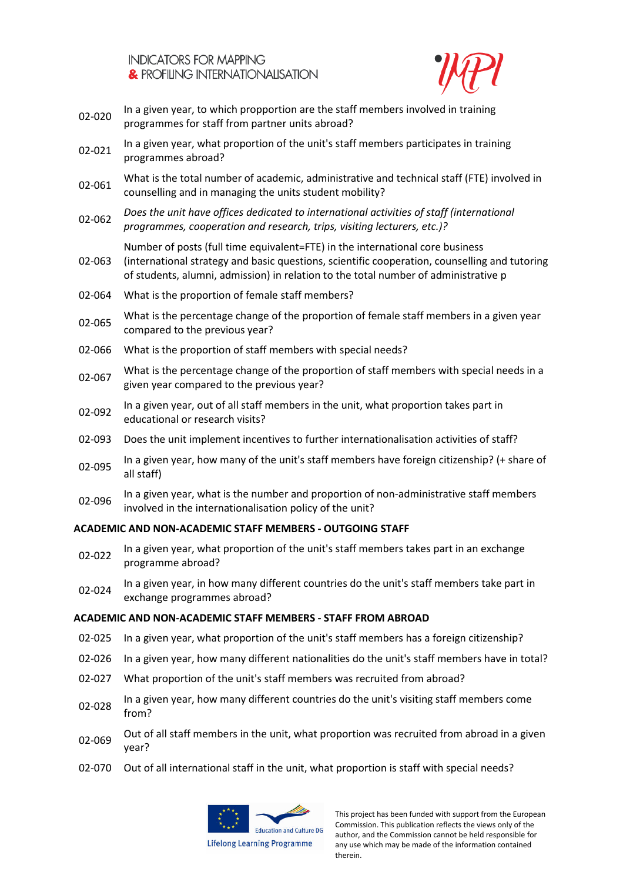| | |
|---|---|
| 02-020 | In a given year, to which propportion are the staff members involved in training programmes for staff from partner units abroad? |
| 02-021 | In a given year, what proportion of the unit's staff members participates in training programmes abroad? |
| 02-061 | What is the total number of academic, administrative and technical staff (FTE) involved in counselling and in managing the units student mobility? |
| 02-062 | *Does the unit have offices dedicated to international activities of staff (international programmes, cooperation and research, trips, visiting lecturers, etc.)?* |
| 02-063 | Number of posts (full time equivalent=FTE) in the international core business (international strategy and basic questions, scientific cooperation, counselling and tutoring of students, alumni, admission) in relation to the total number of administrative p |
| 02-064 | What is the proportion of female staff members? |
| 02-065 | What is the percentage change of the proportion of female staff members in a given year compared to the previous year? |
| 02-066 | What is the proportion of staff members with special needs? |
| 02-067 | What is the percentage change of the proportion of staff members with special needs in a given year compared to the previous year? |
| 02-092 | In a given year, out of all staff members in the unit, what proportion takes part in educational or research visits? |
| 02-093 | Does the unit implement incentives to further internationalisation activities of staff? |
| 02-095 | In a given year, how many of the unit's staff members have foreign citizenship? (+ share of all staff) |
| 02-096 | In a given year, what is the number and proportion of non-administrative staff members involved in the internationalisation policy of the unit? |

**ACADEMIC AND NON-ACADEMIC STAFF MEMBERS - OUTGOING STAFF**

| | |
|---|---|
| 02-022 | In a given year, what proportion of the unit's staff members takes part in an exchange programme abroad? |
| 02-024 | In a given year, in how many different countries do the unit's staff members take part in exchange programmes abroad? |

**ACADEMIC AND NON-ACADEMIC STAFF MEMBERS - STAFF FROM ABROAD**

| | |
|---|---|
| 02-025 | In a given year, what proportion of the unit's staff members has a foreign citizenship? |
| 02-026 | In a given year, how many different nationalities do the unit's staff members have in total? |
| 02-027 | What proportion of the unit's staff members was recruited from abroad? |
| 02-028 | In a given year, how many different countries do the unit's visiting staff members come from? |
| 02-069 | Out of all staff members in the unit, what proportion was recruited from abroad in a given year? |
| 02-070 | Out of all international staff in the unit, what proportion is staff with special needs? |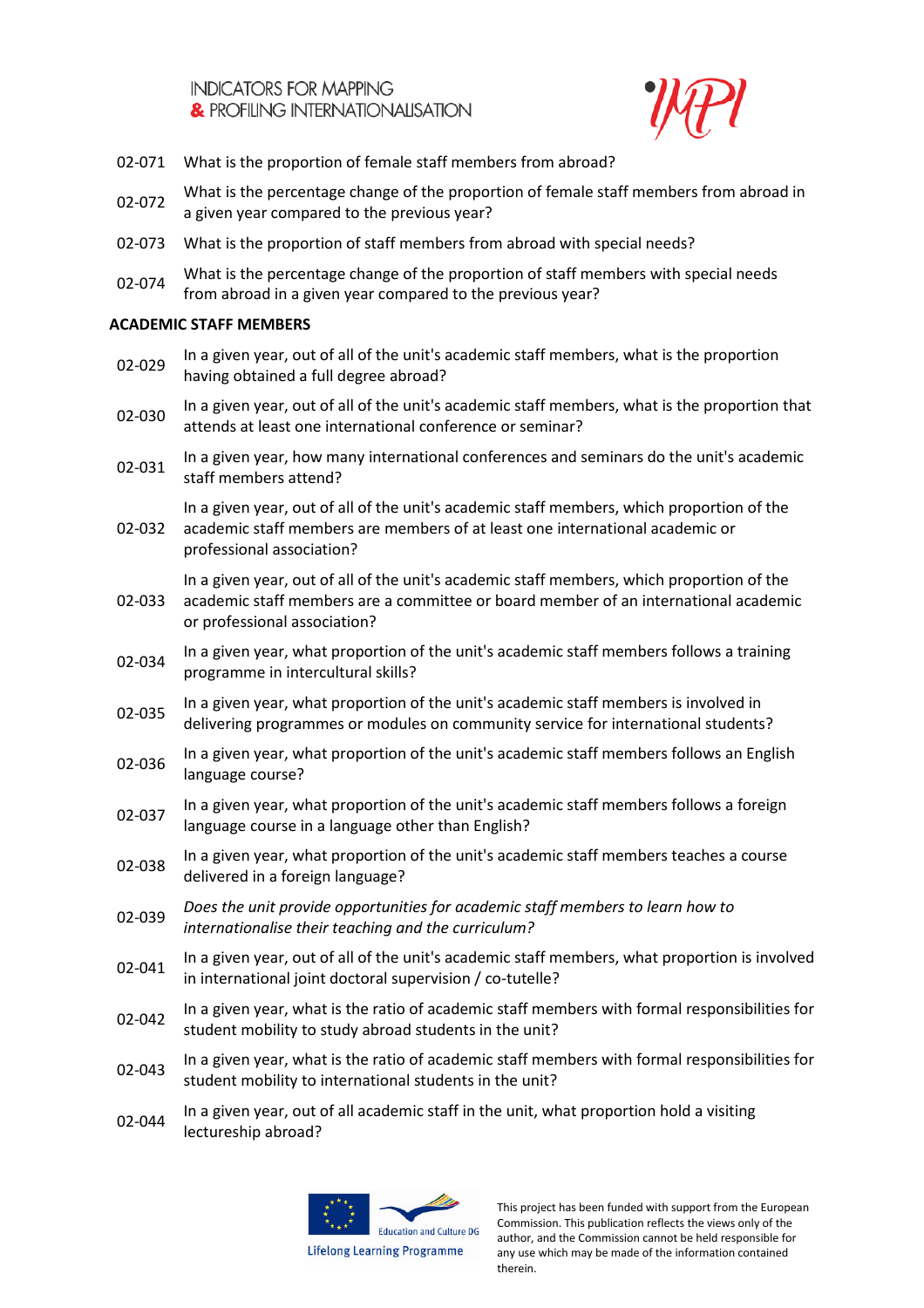02-071 What is the proportion of female staff members from abroad?

02-072 What is the percentage change of the proportion of female staff members from abroad in a given year compared to the previous year?

02-073 What is the proportion of staff members from abroad with special needs?

02-074 What is the percentage change of the proportion of staff members with special needs from abroad in a given year compared to the previous year?

**ACADEMIC STAFF MEMBERS**

02-029 In a given year, out of all of the unit's academic staff members, what is the proportion having obtained a full degree abroad?

02-030 In a given year, out of all of the unit's academic staff members, what is the proportion that attends at least one international conference or seminar?

02-031 In a given year, how many international conferences and seminars do the unit's academic staff members attend?

02-032 In a given year, out of all of the unit's academic staff members, which proportion of the academic staff members are members of at least one international academic or professional association?

02-033 In a given year, out of all of the unit's academic staff members, which proportion of the academic staff members are a committee or board member of an international academic or professional association?

02-034 In a given year, what proportion of the unit's academic staff members follows a training programme in intercultural skills?

02-035 In a given year, what proportion of the unit's academic staff members is involved in delivering programmes or modules on community service for international students?

02-036 In a given year, what proportion of the unit's academic staff members follows an English language course?

02-037 In a given year, what proportion of the unit's academic staff members follows a foreign language course in a language other than English?

02-038 In a given year, what proportion of the unit's academic staff members teaches a course delivered in a foreign language?

02-039 *Does the unit provide opportunities for academic staff members to learn how to internationalise their teaching and the curriculum?*

02-041 In a given year, out of all of the unit's academic staff members, what proportion is involved in international joint doctoral supervision / co-tutelle?

02-042 In a given year, what is the ratio of academic staff members with formal responsibilities for student mobility to study abroad students in the unit?

02-043 In a given year, what is the ratio of academic staff members with formal responsibilities for student mobility to international students in the unit?

02-044 In a given year, out of all academic staff in the unit, what proportion hold a visiting lectureship abroad?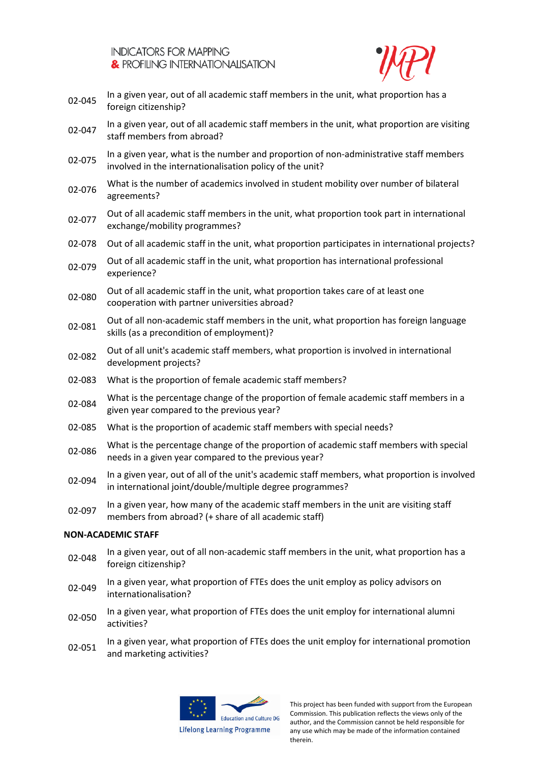| | |
|---|---|
| 02-045 | In a given year, out of all academic staff members in the unit, what proportion has a foreign citizenship? |
| 02-047 | In a given year, out of all academic staff members in the unit, what proportion are visiting staff members from abroad? |
| 02-075 | In a given year, what is the number and proportion of non-administrative staff members involved in the internationalisation policy of the unit? |
| 02-076 | What is the number of academics involved in student mobility over number of bilateral agreements? |
| 02-077 | Out of all academic staff members in the unit, what proportion took part in international exchange/mobility programmes? |
| 02-078 | Out of all academic staff in the unit, what proportion participates in international projects? |
| 02-079 | Out of all academic staff in the unit, what proportion has international professional experience? |
| 02-080 | Out of all academic staff in the unit, what proportion takes care of at least one cooperation with partner universities abroad? |
| 02-081 | Out of all non-academic staff members in the unit, what proportion has foreign language skills (as a precondition of employment)? |
| 02-082 | Out of all unit's academic staff members, what proportion is involved in international development projects? |
| 02-083 | What is the proportion of female academic staff members? |
| 02-084 | What is the percentage change of the proportion of female academic staff members in a given year compared to the previous year? |
| 02-085 | What is the proportion of academic staff members with special needs? |
| 02-086 | What is the percentage change of the proportion of academic staff members with special needs in a given year compared to the previous year? |
| 02-094 | In a given year, out of all of the unit's academic staff members, what proportion is involved in international joint/double/multiple degree programmes? |
| 02-097 | In a given year, how many of the academic staff members in the unit are visiting staff members from abroad? (+ share of all academic staff) |

**NON-ACADEMIC STAFF**

| | |
|---|---|
| 02-048 | In a given year, out of all non-academic staff members in the unit, what proportion has a foreign citizenship? |
| 02-049 | In a given year, what proportion of FTEs does the unit employ as policy advisors on internationalisation? |
| 02-050 | In a given year, what proportion of FTEs does the unit employ for international alumni activities? |
| 02-051 | In a given year, what proportion of FTEs does the unit employ for international promotion and marketing activities? |

This project has been funded with support from the European Commission. This publication reflects the views only of the author, and the Commission cannot be held responsible for any use which may be made of the information contained therein.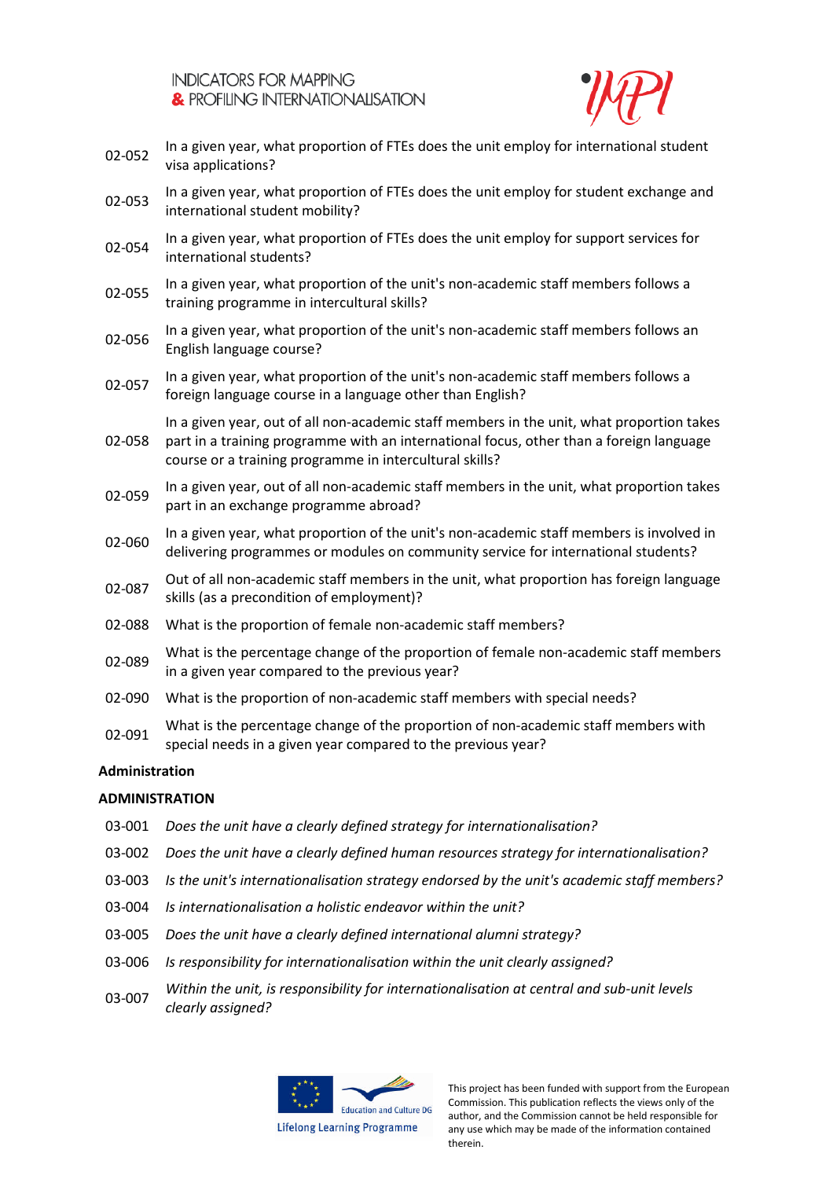| | |
|---|---|
| 02-052 | In a given year, what proportion of FTEs does the unit employ for international student visa applications? |
| 02-053 | In a given year, what proportion of FTEs does the unit employ for student exchange and international student mobility? |
| 02-054 | In a given year, what proportion of FTEs does the unit employ for support services for international students? |
| 02-055 | In a given year, what proportion of the unit's non-academic staff members follows a training programme in intercultural skills? |
| 02-056 | In a given year, what proportion of the unit's non-academic staff members follows an English language course? |
| 02-057 | In a given year, what proportion of the unit's non-academic staff members follows a foreign language course in a language other than English? |
| 02-058 | In a given year, out of all non-academic staff members in the unit, what proportion takes part in a training programme with an international focus, other than a foreign language course or a training programme in intercultural skills? |
| 02-059 | In a given year, out of all non-academic staff members in the unit, what proportion takes part in an exchange programme abroad? |
| 02-060 | In a given year, what proportion of the unit's non-academic staff members is involved in delivering programmes or modules on community service for international students? |
| 02-087 | Out of all non-academic staff members in the unit, what proportion has foreign language skills (as a precondition of employment)? |
| 02-088 | What is the proportion of female non-academic staff members? |
| 02-089 | What is the percentage change of the proportion of female non-academic staff members in a given year compared to the previous year? |
| 02-090 | What is the proportion of non-academic staff members with special needs? |
| 02-091 | What is the percentage change of the proportion of non-academic staff members with special needs in a given year compared to the previous year? |

**Administration**

**ADMINISTRATION**

| | |
|---|---|
| 03-001 | *Does the unit have a clearly defined strategy for internationalisation?* |
| 03-002 | *Does the unit have a clearly defined human resources strategy for internationalisation?* |
| 03-003 | *Is the unit's internationalisation strategy endorsed by the unit's academic staff members?* |
| 03-004 | *Is internationalisation a holistic endeavor within the unit?* |
| 03-005 | *Does the unit have a clearly defined international alumni strategy?* |
| 03-006 | *Is responsibility for internationalisation within the unit clearly assigned?* |
| 03-007 | *Within the unit, is responsibility for internationalisation at central and sub-unit levels clearly assigned?* |

This project has been funded with support from the European Commission. This publication reflects the views only of the author, and the Commission cannot be held responsible for any use which may be made of the information contained therein.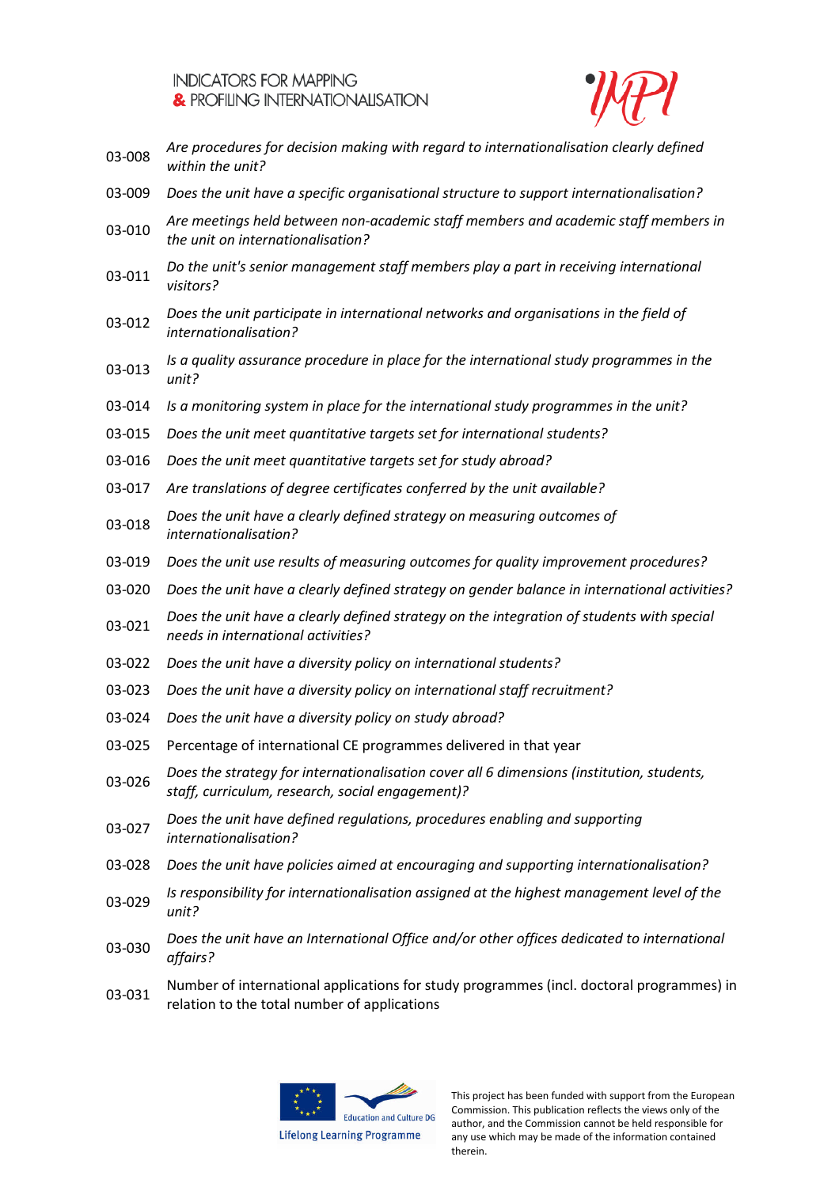| | |
|---|---|
| 03-008 | *Are procedures for decision making with regard to internationalisation clearly defined within the unit?* |
| 03-009 | *Does the unit have a specific organisational structure to support internationalisation?* |
| 03-010 | *Are meetings held between non-academic staff members and academic staff members in the unit on internationalisation?* |
| 03-011 | *Do the unit's senior management staff members play a part in receiving international visitors?* |
| 03-012 | *Does the unit participate in international networks and organisations in the field of internationalisation?* |
| 03-013 | *Is a quality assurance procedure in place for the international study programmes in the unit?* |
| 03-014 | *Is a monitoring system in place for the international study programmes in the unit?* |
| 03-015 | *Does the unit meet quantitative targets set for international students?* |
| 03-016 | *Does the unit meet quantitative targets set for study abroad?* |
| 03-017 | *Are translations of degree certificates conferred by the unit available?* |
| 03-018 | *Does the unit have a clearly defined strategy on measuring outcomes of internationalisation?* |
| 03-019 | *Does the unit use results of measuring outcomes for quality improvement procedures?* |
| 03-020 | *Does the unit have a clearly defined strategy on gender balance in international activities?* |
| 03-021 | *Does the unit have a clearly defined strategy on the integration of students with special needs in international activities?* |
| 03-022 | *Does the unit have a diversity policy on international students?* |
| 03-023 | *Does the unit have a diversity policy on international staff recruitment?* |
| 03-024 | *Does the unit have a diversity policy on study abroad?* |
| 03-025 | Percentage of international CE programmes delivered in that year |
| 03-026 | *Does the strategy for internationalisation cover all 6 dimensions (institution, students, staff, curriculum, research, social engagement)?* |
| 03-027 | *Does the unit have defined regulations, procedures enabling and supporting internationalisation?* |
| 03-028 | *Does the unit have policies aimed at encouraging and supporting internationalisation?* |
| 03-029 | *Is responsibility for internationalisation assigned at the highest management level of the unit?* |
| 03-030 | *Does the unit have an International Office and/or other offices dedicated to international affairs?* |
| 03-031 | Number of international applications for study programmes (incl. doctoral programmes) in relation to the total number of applications |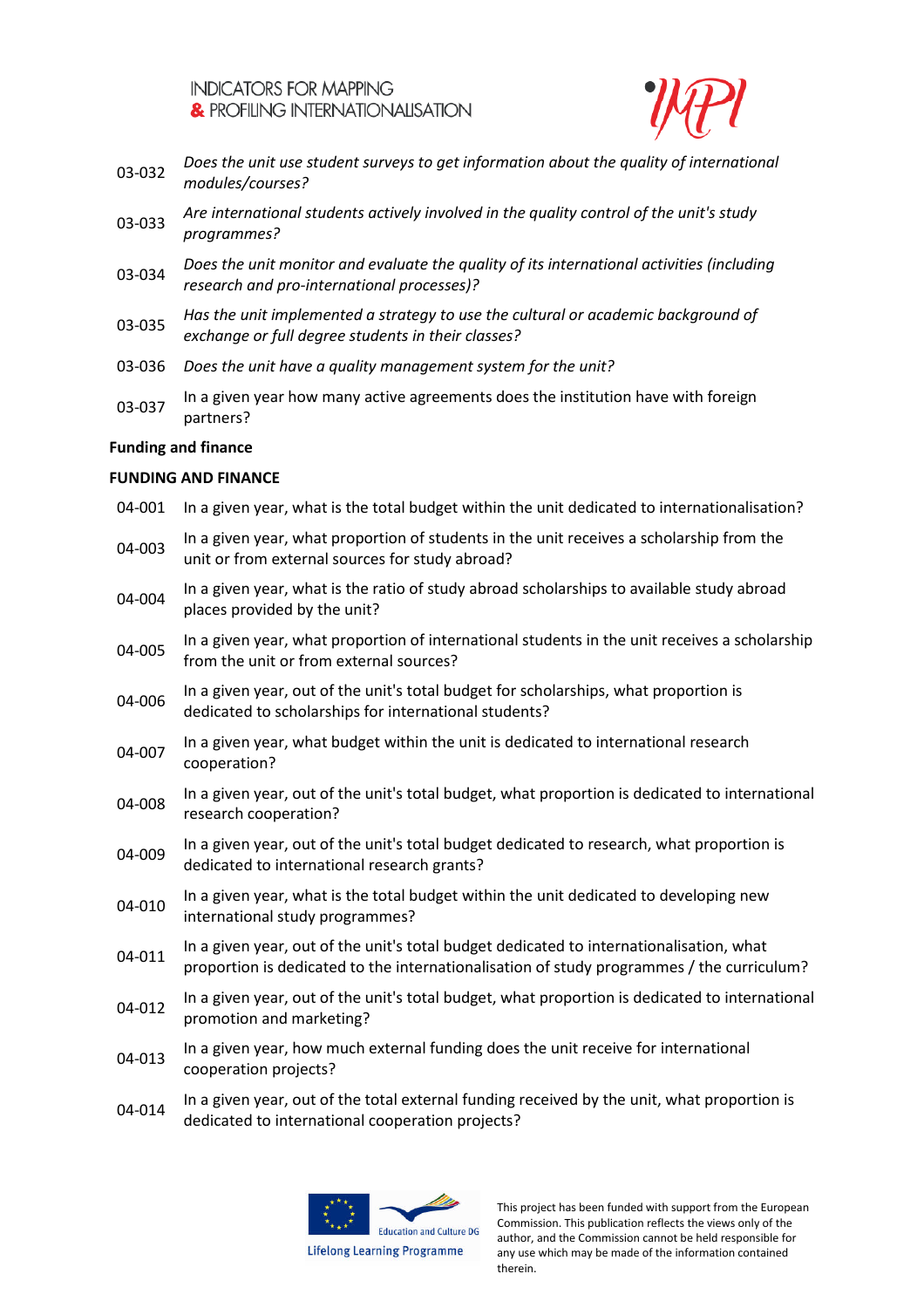| | |
|---|---|
| 03-032 | *Does the unit use student surveys to get information about the quality of international modules/courses?* |
| 03-033 | *Are international students actively involved in the quality control of the unit's study programmes?* |
| 03-034 | *Does the unit monitor and evaluate the quality of its international activities (including research and pro-international processes)?* |
| 03-035 | *Has the unit implemented a strategy to use the cultural or academic background of exchange or full degree students in their classes?* |
| 03-036 | *Does the unit have a quality management system for the unit?* |
| 03-037 | In a given year how many active agreements does the institution have with foreign partners? |

**Funding and finance**

**FUNDING AND FINANCE**

| | |
|---|---|
| 04-001 | In a given year, what is the total budget within the unit dedicated to internationalisation? |
| 04-003 | In a given year, what proportion of students in the unit receives a scholarship from the unit or from external sources for study abroad? |
| 04-004 | In a given year, what is the ratio of study abroad scholarships to available study abroad places provided by the unit? |
| 04-005 | In a given year, what proportion of international students in the unit receives a scholarship from the unit or from external sources? |
| 04-006 | In a given year, out of the unit's total budget for scholarships, what proportion is dedicated to scholarships for international students? |
| 04-007 | In a given year, what budget within the unit is dedicated to international research cooperation? |
| 04-008 | In a given year, out of the unit's total budget, what proportion is dedicated to international research cooperation? |
| 04-009 | In a given year, out of the unit's total budget dedicated to research, what proportion is dedicated to international research grants? |
| 04-010 | In a given year, what is the total budget within the unit dedicated to developing new international study programmes? |
| 04-011 | In a given year, out of the unit's total budget dedicated to internationalisation, what proportion is dedicated to the internationalisation of study programmes / the curriculum? |
| 04-012 | In a given year, out of the unit's total budget, what proportion is dedicated to international promotion and marketing? |
| 04-013 | In a given year, how much external funding does the unit receive for international cooperation projects? |
| 04-014 | In a given year, out of the total external funding received by the unit, what proportion is dedicated to international cooperation projects? |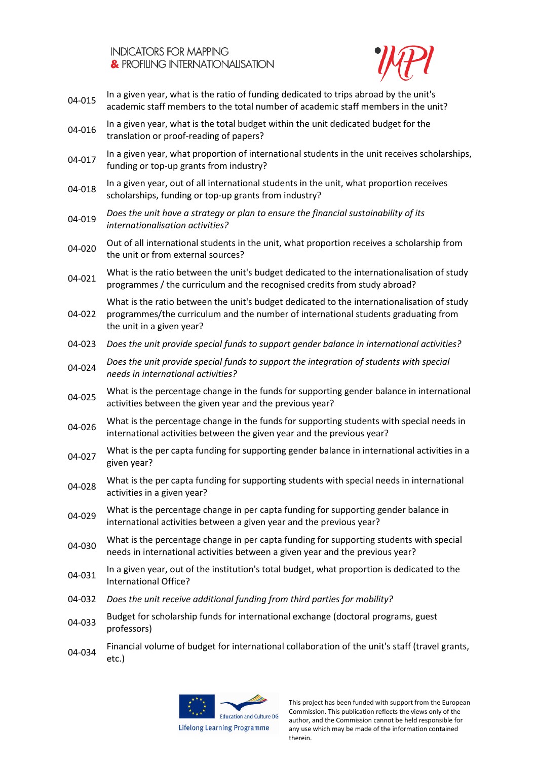| | |
|---|---|
| 04-015 | In a given year, what is the ratio of funding dedicated to trips abroad by the unit's academic staff members to the total number of academic staff members in the unit? |
| 04-016 | In a given year, what is the total budget within the unit dedicated budget for the translation or proof-reading of papers? |
| 04-017 | In a given year, what proportion of international students in the unit receives scholarships, funding or top-up grants from industry? |
| 04-018 | In a given year, out of all international students in the unit, what proportion receives scholarships, funding or top-up grants from industry? |
| 04-019 | *Does the unit have a strategy or plan to ensure the financial sustainability of its internationalisation activities?* |
| 04-020 | Out of all international students in the unit, what proportion receives a scholarship from the unit or from external sources? |
| 04-021 | What is the ratio between the unit's budget dedicated to the internationalisation of study programmes / the curriculum and the recognised credits from study abroad? |
| 04-022 | What is the ratio between the unit's budget dedicated to the internationalisation of study programmes/the curriculum and the number of international students graduating from the unit in a given year? |
| 04-023 | *Does the unit provide special funds to support gender balance in international activities?* |
| 04-024 | *Does the unit provide special funds to support the integration of students with special needs in international activities?* |
| 04-025 | What is the percentage change in the funds for supporting gender balance in international activities between the given year and the previous year? |
| 04-026 | What is the percentage change in the funds for supporting students with special needs in international activities between the given year and the previous year? |
| 04-027 | What is the per capta funding for supporting gender balance in international activities in a given year? |
| 04-028 | What is the per capta funding for supporting students with special needs in international activities in a given year? |
| 04-029 | What is the percentage change in per capta funding for supporting gender balance in international activities between a given year and the previous year? |
| 04-030 | What is the percentage change in per capta funding for supporting students with special needs in international activities between a given year and the previous year? |
| 04-031 | In a given year, out of the institution's total budget, what proportion is dedicated to the International Office? |
| 04-032 | *Does the unit receive additional funding from third parties for mobility?* |
| 04-033 | Budget for scholarship funds for international exchange (doctoral programs, guest professors) |
| 04-034 | Financial volume of budget for international collaboration of the unit's staff (travel grants, etc.) |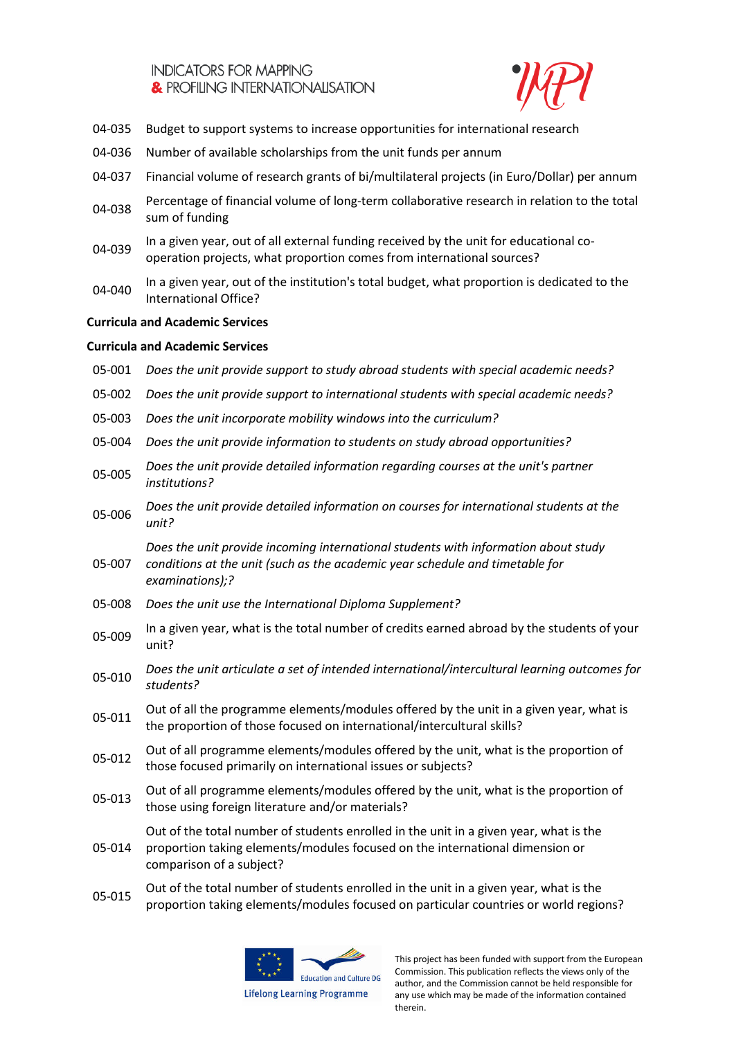| | |
|---|---|
| 04-035 | Budget to support systems to increase opportunities for international research |
| 04-036 | Number of available scholarships from the unit funds per annum |
| 04-037 | Financial volume of research grants of bi/multilateral projects (in Euro/Dollar) per annum |
| 04-038 | Percentage of financial volume of long-term collaborative research in relation to the total sum of funding |
| 04-039 | In a given year, out of all external funding received by the unit for educational co-operation projects, what proportion comes from international sources? |
| 04-040 | In a given year, out of the institution's total budget, what proportion is dedicated to the International Office? |

**Curricula and Academic Services**

**Curricula and Academic Services**

| | |
|---|---|
| 05-001 | *Does the unit provide support to study abroad students with special academic needs?* |
| 05-002 | *Does the unit provide support to international students with special academic needs?* |
| 05-003 | *Does the unit incorporate mobility windows into the curriculum?* |
| 05-004 | *Does the unit provide information to students on study abroad opportunities?* |
| 05-005 | *Does the unit provide detailed information regarding courses at the unit's partner institutions?* |
| 05-006 | *Does the unit provide detailed information on courses for international students at the unit?* |
| 05-007 | *Does the unit provide incoming international students with information about study conditions at the unit (such as the academic year schedule and timetable for examinations);?* |
| 05-008 | *Does the unit use the International Diploma Supplement?* |
| 05-009 | In a given year, what is the total number of credits earned abroad by the students of your unit? |
| 05-010 | *Does the unit articulate a set of intended international/intercultural learning outcomes for students?* |
| 05-011 | Out of all the programme elements/modules offered by the unit in a given year, what is the proportion of those focused on international/intercultural skills? |
| 05-012 | Out of all programme elements/modules offered by the unit, what is the proportion of those focused primarily on international issues or subjects? |
| 05-013 | Out of all programme elements/modules offered by the unit, what is the proportion of those using foreign literature and/or materials? |
| 05-014 | Out of the total number of students enrolled in the unit in a given year, what is the proportion taking elements/modules focused on the international dimension or comparison of a subject? |
| 05-015 | Out of the total number of students enrolled in the unit in a given year, what is the proportion taking elements/modules focused on particular countries or world regions? |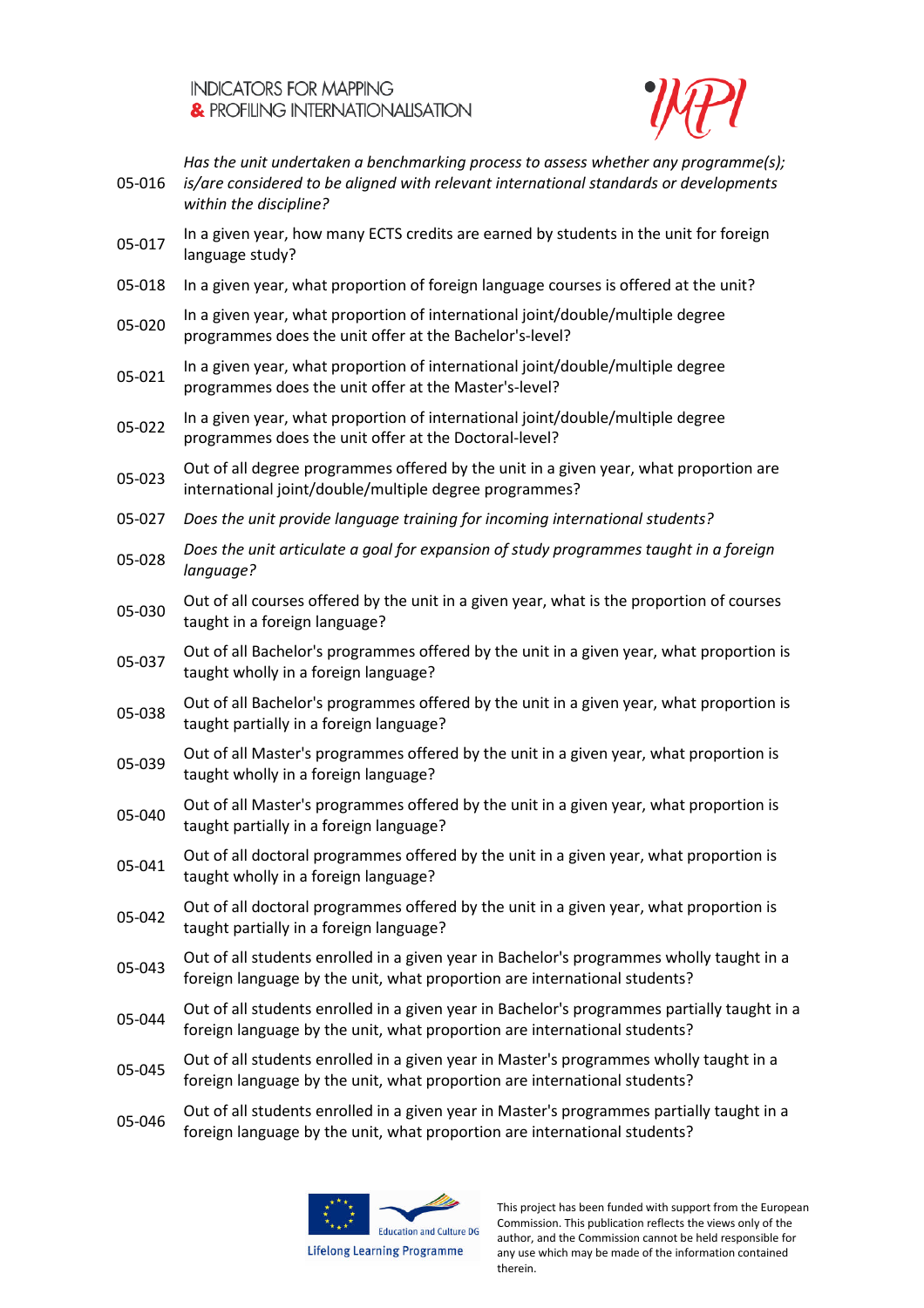| | |
|---|---|
| 05-016 | *Has the unit undertaken a benchmarking process to assess whether any programme(s); is/are considered to be aligned with relevant international standards or developments within the discipline?* |
| 05-017 | In a given year, how many ECTS credits are earned by students in the unit for foreign language study? |
| 05-018 | In a given year, what proportion of foreign language courses is offered at the unit? |
| 05-020 | In a given year, what proportion of international joint/double/multiple degree programmes does the unit offer at the Bachelor's-level? |
| 05-021 | In a given year, what proportion of international joint/double/multiple degree programmes does the unit offer at the Master's-level? |
| 05-022 | In a given year, what proportion of international joint/double/multiple degree programmes does the unit offer at the Doctoral-level? |
| 05-023 | Out of all degree programmes offered by the unit in a given year, what proportion are international joint/double/multiple degree programmes? |
| 05-027 | *Does the unit provide language training for incoming international students?* |
| 05-028 | *Does the unit articulate a goal for expansion of study programmes taught in a foreign language?* |
| 05-030 | Out of all courses offered by the unit in a given year, what is the proportion of courses taught in a foreign language? |
| 05-037 | Out of all Bachelor's programmes offered by the unit in a given year, what proportion is taught wholly in a foreign language? |
| 05-038 | Out of all Bachelor's programmes offered by the unit in a given year, what proportion is taught partially in a foreign language? |
| 05-039 | Out of all Master's programmes offered by the unit in a given year, what proportion is taught wholly in a foreign language? |
| 05-040 | Out of all Master's programmes offered by the unit in a given year, what proportion is taught partially in a foreign language? |
| 05-041 | Out of all doctoral programmes offered by the unit in a given year, what proportion is taught wholly in a foreign language? |
| 05-042 | Out of all doctoral programmes offered by the unit in a given year, what proportion is taught partially in a foreign language? |
| 05-043 | Out of all students enrolled in a given year in Bachelor's programmes wholly taught in a foreign language by the unit, what proportion are international students? |
| 05-044 | Out of all students enrolled in a given year in Bachelor's programmes partially taught in a foreign language by the unit, what proportion are international students? |
| 05-045 | Out of all students enrolled in a given year in Master's programmes wholly taught in a foreign language by the unit, what proportion are international students? |
| 05-046 | Out of all students enrolled in a given year in Master's programmes partially taught in a foreign language by the unit, what proportion are international students? |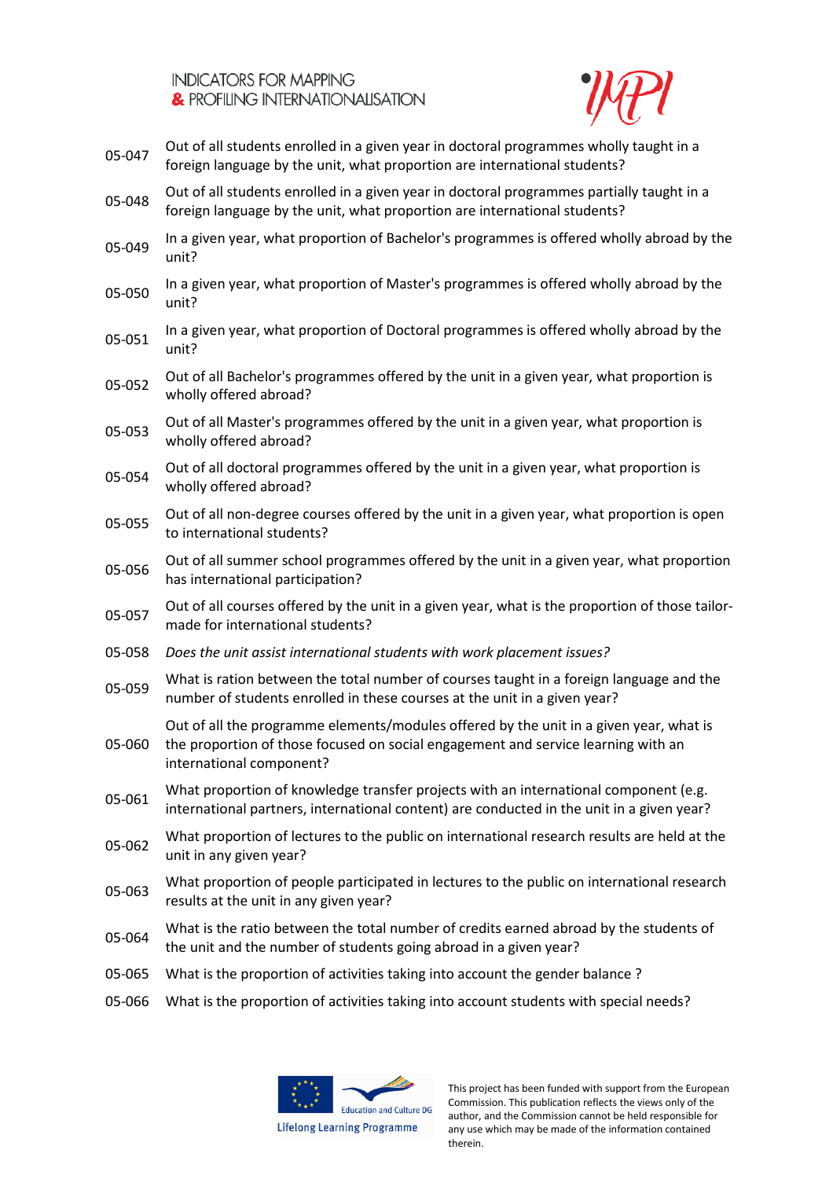| | |
|---|---|
| 05-047 | Out of all students enrolled in a given year in doctoral programmes wholly taught in a foreign language by the unit, what proportion are international students? |
| 05-048 | Out of all students enrolled in a given year in doctoral programmes partially taught in a foreign language by the unit, what proportion are international students? |
| 05-049 | In a given year, what proportion of Bachelor's programmes is offered wholly abroad by the unit? |
| 05-050 | In a given year, what proportion of Master's programmes is offered wholly abroad by the unit? |
| 05-051 | In a given year, what proportion of Doctoral programmes is offered wholly abroad by the unit? |
| 05-052 | Out of all Bachelor's programmes offered by the unit in a given year, what proportion is wholly offered abroad? |
| 05-053 | Out of all Master's programmes offered by the unit in a given year, what proportion is wholly offered abroad? |
| 05-054 | Out of all doctoral programmes offered by the unit in a given year, what proportion is wholly offered abroad? |
| 05-055 | Out of all non-degree courses offered by the unit in a given year, what proportion is open to international students? |
| 05-056 | Out of all summer school programmes offered by the unit in a given year, what proportion has international participation? |
| 05-057 | Out of all courses offered by the unit in a given year, what is the proportion of those tailor-made for international students? |
| 05-058 | *Does the unit assist international students with work placement issues?* |
| 05-059 | What is ration between the total number of courses taught in a foreign language and the number of students enrolled in these courses at the unit in a given year? |
| 05-060 | Out of all the programme elements/modules offered by the unit in a given year, what is the proportion of those focused on social engagement and service learning with an international component? |
| 05-061 | What proportion of knowledge transfer projects with an international component (e.g. international partners, international content) are conducted in the unit in a given year? |
| 05-062 | What proportion of lectures to the public on international research results are held at the unit in any given year? |
| 05-063 | What proportion of people participated in lectures to the public on international research results at the unit in any given year? |
| 05-064 | What is the ratio between the total number of credits earned abroad by the students of the unit and the number of students going abroad in a given year? |
| 05-065 | What is the proportion of activities taking into account the gender balance ? |
| 05-066 | What is the proportion of activities taking into account students with special needs? |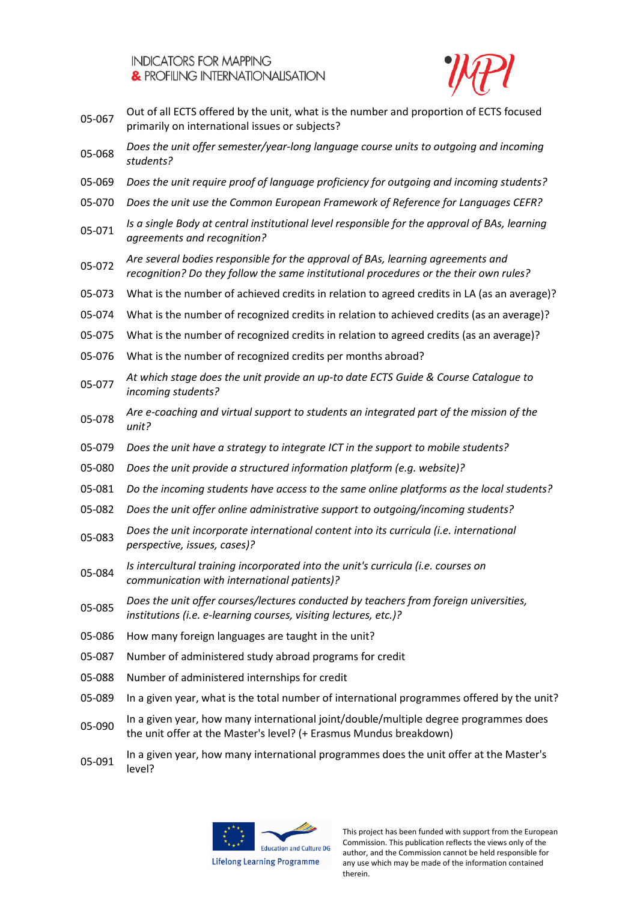| | |
|---|---|
| 05-067 | Out of all ECTS offered by the unit, what is the number and proportion of ECTS focused primarily on international issues or subjects? |
| 05-068 | *Does the unit offer semester/year-long language course units to outgoing and incoming students?* |
| 05-069 | *Does the unit require proof of language proficiency for outgoing and incoming students?* |
| 05-070 | *Does the unit use the Common European Framework of Reference for Languages CEFR?* |
| 05-071 | *Is a single Body at central institutional level responsible for the approval of BAs, learning agreements and recognition?* |
| 05-072 | *Are several bodies responsible for the approval of BAs, learning agreements and recognition? Do they follow the same institutional procedures or the their own rules?* |
| 05-073 | What is the number of achieved credits in relation to agreed credits in LA (as an average)? |
| 05-074 | What is the number of recognized credits in relation to achieved credits (as an average)? |
| 05-075 | What is the number of recognized credits in relation to agreed credits (as an average)? |
| 05-076 | What is the number of recognized credits per months abroad? |
| 05-077 | *At which stage does the unit provide an up-to date ECTS Guide & Course Catalogue to incoming students?* |
| 05-078 | *Are e-coaching and virtual support to students an integrated part of the mission of the unit?* |
| 05-079 | *Does the unit have a strategy to integrate ICT in the support to mobile students?* |
| 05-080 | *Does the unit provide a structured information platform (e.g. website)?* |
| 05-081 | *Do the incoming students have access to the same online platforms as the local students?* |
| 05-082 | *Does the unit offer online administrative support to outgoing/incoming students?* |
| 05-083 | *Does the unit incorporate international content into its curricula (i.e. international perspective, issues, cases)?* |
| 05-084 | *Is intercultural training incorporated into the unit's curricula (i.e. courses on communication with international patients)?* |
| 05-085 | *Does the unit offer courses/lectures conducted by teachers from foreign universities, institutions (i.e. e-learning courses, visiting lectures, etc.)?* |
| 05-086 | How many foreign languages are taught in the unit? |
| 05-087 | Number of administered study abroad programs for credit |
| 05-088 | Number of administered internships for credit |
| 05-089 | In a given year, what is the total number of international programmes offered by the unit? |
| 05-090 | In a given year, how many international joint/double/multiple degree programmes does the unit offer at the Master's level? (+ Erasmus Mundus breakdown) |
| 05-091 | In a given year, how many international programmes does the unit offer at the Master's level? |

This project has been funded with support from the European Commission. This publication reflects the views only of the author, and the Commission cannot be held responsible for any use which may be made of the information contained therein.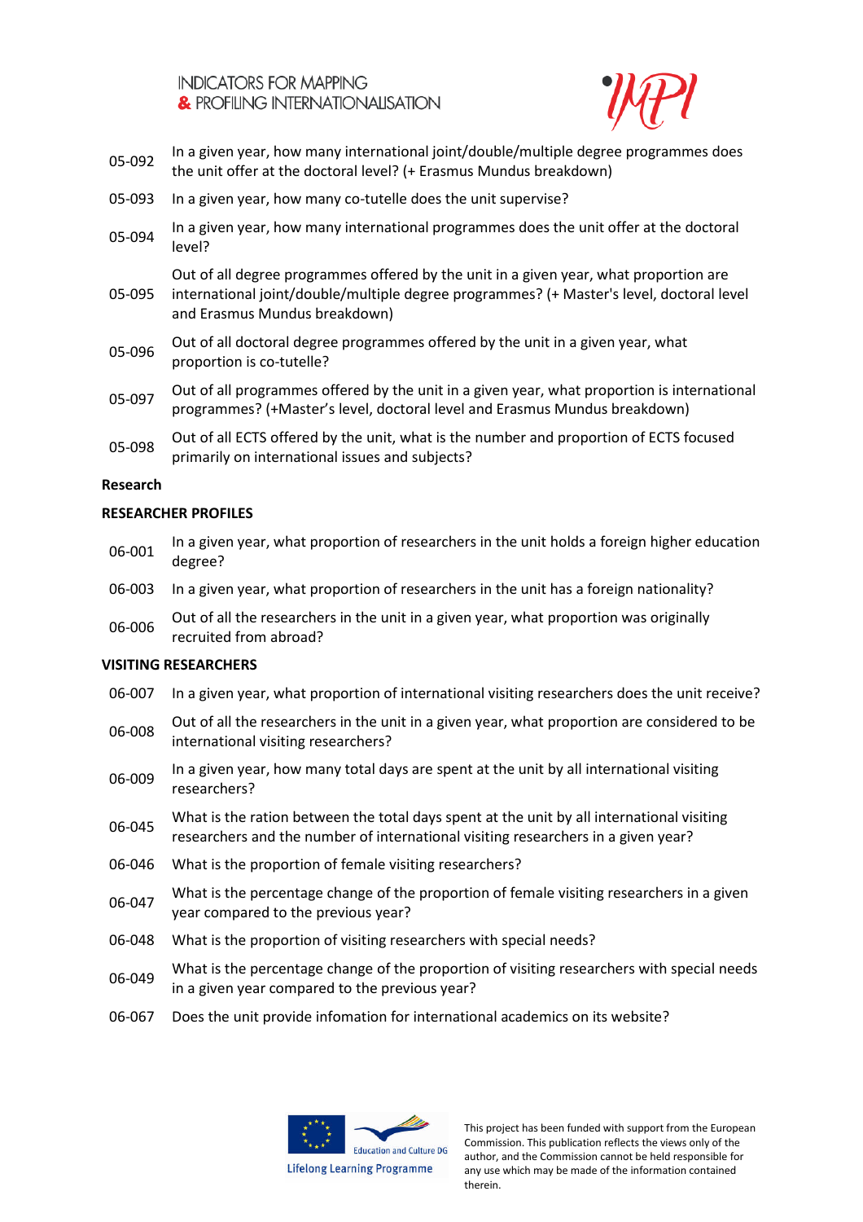| | |
|---|---|
| 05-092 | In a given year, how many international joint/double/multiple degree programmes does the unit offer at the doctoral level? (+ Erasmus Mundus breakdown) |
| 05-093 | In a given year, how many co-tutelle does the unit supervise? |
| 05-094 | In a given year, how many international programmes does the unit offer at the doctoral level? |
| 05-095 | Out of all degree programmes offered by the unit in a given year, what proportion are international joint/double/multiple degree programmes? (+ Master's level, doctoral level and Erasmus Mundus breakdown) |
| 05-096 | Out of all doctoral degree programmes offered by the unit in a given year, what proportion is co-tutelle? |
| 05-097 | Out of all programmes offered by the unit in a given year, what proportion is international programmes? (+Master's level, doctoral level and Erasmus Mundus breakdown) |
| 05-098 | Out of all ECTS offered by the unit, what is the number and proportion of ECTS focused primarily on international issues and subjects? |

**Research**

**RESEARCHER PROFILES**

| | |
|---|---|
| 06-001 | In a given year, what proportion of researchers in the unit holds a foreign higher education degree? |
| 06-003 | In a given year, what proportion of researchers in the unit has a foreign nationality? |
| 06-006 | Out of all the researchers in the unit in a given year, what proportion was originally recruited from abroad? |

**VISITING RESEARCHERS**

| | |
|---|---|
| 06-007 | In a given year, what proportion of international visiting researchers does the unit receive? |
| 06-008 | Out of all the researchers in the unit in a given year, what proportion are considered to be international visiting researchers? |
| 06-009 | In a given year, how many total days are spent at the unit by all international visiting researchers? |
| 06-045 | What is the ration between the total days spent at the unit by all international visiting researchers and the number of international visiting researchers in a given year? |
| 06-046 | What is the proportion of female visiting researchers? |
| 06-047 | What is the percentage change of the proportion of female visiting researchers in a given year compared to the previous year? |
| 06-048 | What is the proportion of visiting researchers with special needs? |
| 06-049 | What is the percentage change of the proportion of visiting researchers with special needs in a given year compared to the previous year? |
| 06-067 | Does the unit provide infomation for international academics on its website? |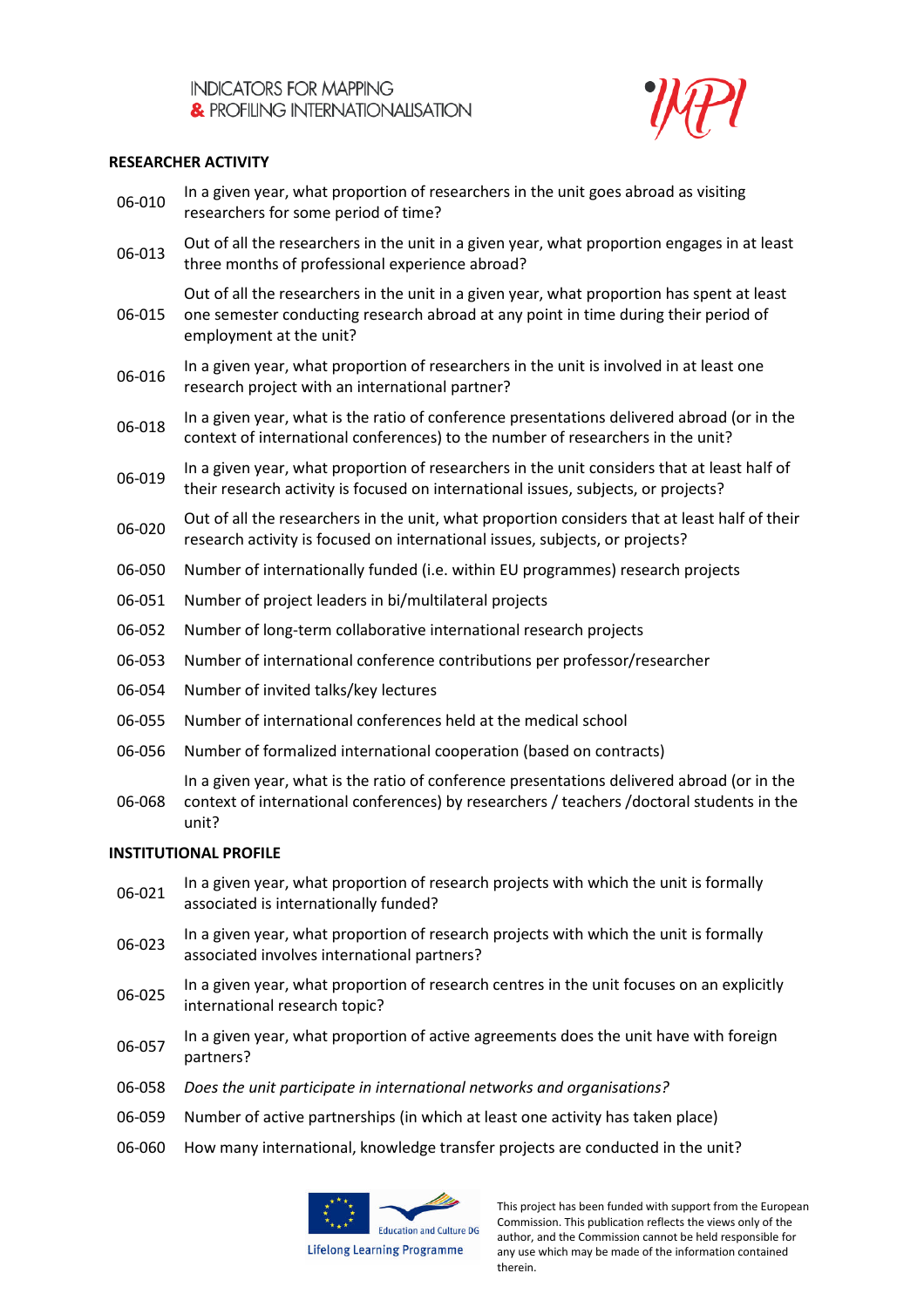## RESEARCHER ACTIVITY

| | |
|---|---|
| 06-010 | In a given year, what proportion of researchers in the unit goes abroad as visiting researchers for some period of time? |
| 06-013 | Out of all the researchers in the unit in a given year, what proportion engages in at least three months of professional experience abroad? |
| 06-015 | Out of all the researchers in the unit in a given year, what proportion has spent at least one semester conducting research abroad at any point in time during their period of employment at the unit? |
| 06-016 | In a given year, what proportion of researchers in the unit is involved in at least one research project with an international partner? |
| 06-018 | In a given year, what is the ratio of conference presentations delivered abroad (or in the context of international conferences) to the number of researchers in the unit? |
| 06-019 | In a given year, what proportion of researchers in the unit considers that at least half of their research activity is focused on international issues, subjects, or projects? |
| 06-020 | Out of all the researchers in the unit, what proportion considers that at least half of their research activity is focused on international issues, subjects, or projects? |
| 06-050 | Number of internationally funded (i.e. within EU programmes) research projects |
| 06-051 | Number of project leaders in bi/multilateral projects |
| 06-052 | Number of long-term collaborative international research projects |
| 06-053 | Number of international conference contributions per professor/researcher |
| 06-054 | Number of invited talks/key lectures |
| 06-055 | Number of international conferences held at the medical school |
| 06-056 | Number of formalized international cooperation (based on contracts) |
| 06-068 | In a given year, what is the ratio of conference presentations delivered abroad (or in the context of international conferences) by researchers / teachers /doctoral students in the unit? |

## INSTITUTIONAL PROFILE

| | |
|---|---|
| 06-021 | In a given year, what proportion of research projects with which the unit is formally associated is internationally funded? |
| 06-023 | In a given year, what proportion of research projects with which the unit is formally associated involves international partners? |
| 06-025 | In a given year, what proportion of research centres in the unit focuses on an explicitly international research topic? |
| 06-057 | In a given year, what proportion of active agreements does the unit have with foreign partners? |
| 06-058 | *Does the unit participate in international networks and organisations?* |
| 06-059 | Number of active partnerships (in which at least one activity has taken place) |
| 06-060 | How many international, knowledge transfer projects are conducted in the unit? |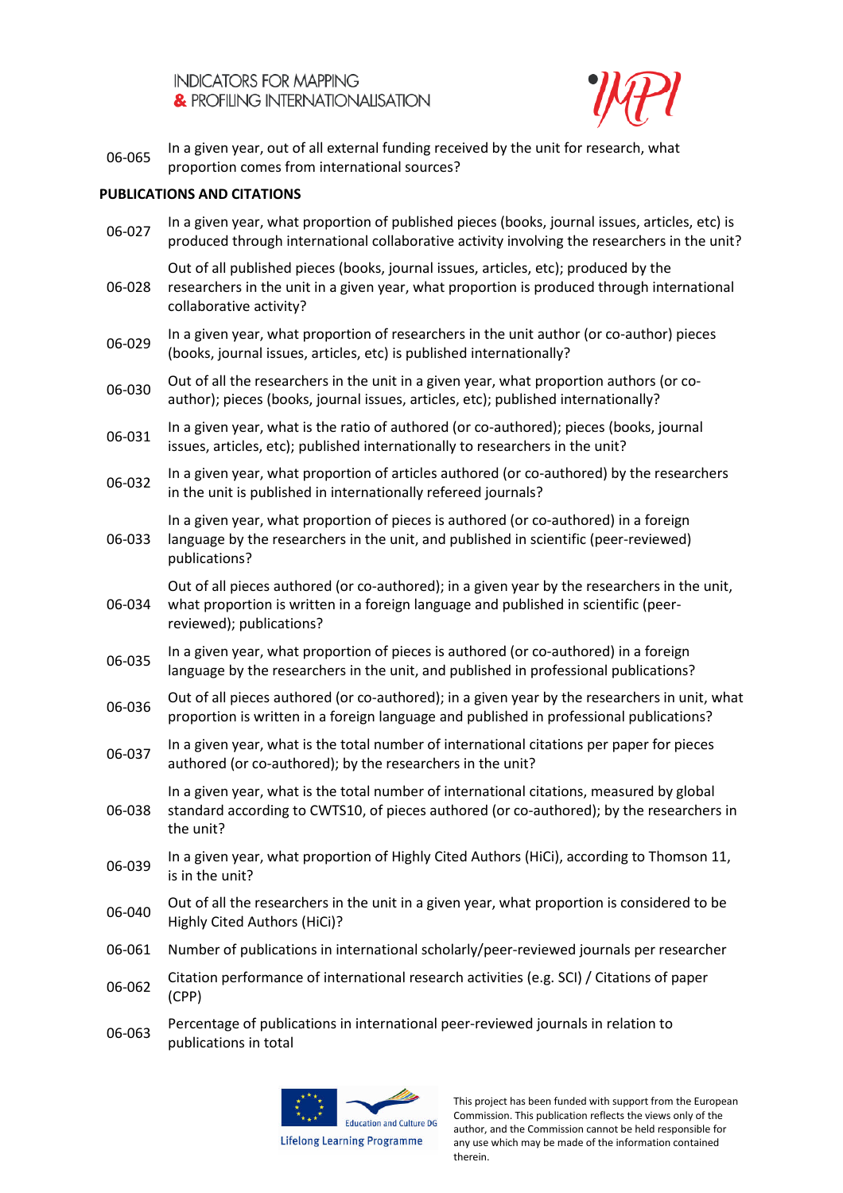| | |
|---|---|
| 06-065 | In a given year, out of all external funding received by the unit for research, what proportion comes from international sources? |

**PUBLICATIONS AND CITATIONS**

| | |
|---|---|
| 06-027 | In a given year, what proportion of published pieces (books, journal issues, articles, etc) is produced through international collaborative activity involving the researchers in the unit? |
| 06-028 | Out of all published pieces (books, journal issues, articles, etc); produced by the researchers in the unit in a given year, what proportion is produced through international collaborative activity? |
| 06-029 | In a given year, what proportion of researchers in the unit author (or co-author) pieces (books, journal issues, articles, etc) is published internationally? |
| 06-030 | Out of all the researchers in the unit in a given year, what proportion authors (or co-author); pieces (books, journal issues, articles, etc); published internationally? |
| 06-031 | In a given year, what is the ratio of authored (or co-authored); pieces (books, journal issues, articles, etc); published internationally to researchers in the unit? |
| 06-032 | In a given year, what proportion of articles authored (or co-authored) by the researchers in the unit is published in internationally refereed journals? |
| 06-033 | In a given year, what proportion of pieces is authored (or co-authored) in a foreign language by the researchers in the unit, and published in scientific (peer-reviewed) publications? |
| 06-034 | Out of all pieces authored (or co-authored); in a given year by the researchers in the unit, what proportion is written in a foreign language and published in scientific (peer-reviewed); publications? |
| 06-035 | In a given year, what proportion of pieces is authored (or co-authored) in a foreign language by the researchers in the unit, and published in professional publications? |
| 06-036 | Out of all pieces authored (or co-authored); in a given year by the researchers in unit, what proportion is written in a foreign language and published in professional publications? |
| 06-037 | In a given year, what is the total number of international citations per paper for pieces authored (or co-authored); by the researchers in the unit? |
| 06-038 | In a given year, what is the total number of international citations, measured by global standard according to CWTS10, of pieces authored (or co-authored); by the researchers in the unit? |
| 06-039 | In a given year, what proportion of Highly Cited Authors (HiCi), according to Thomson 11, is in the unit? |
| 06-040 | Out of all the researchers in the unit in a given year, what proportion is considered to be Highly Cited Authors (HiCi)? |
| 06-061 | Number of publications in international scholarly/peer-reviewed journals per researcher |
| 06-062 | Citation performance of international research activities (e.g. SCI) / Citations of paper (CPP) |
| 06-063 | Percentage of publications in international peer-reviewed journals in relation to publications in total |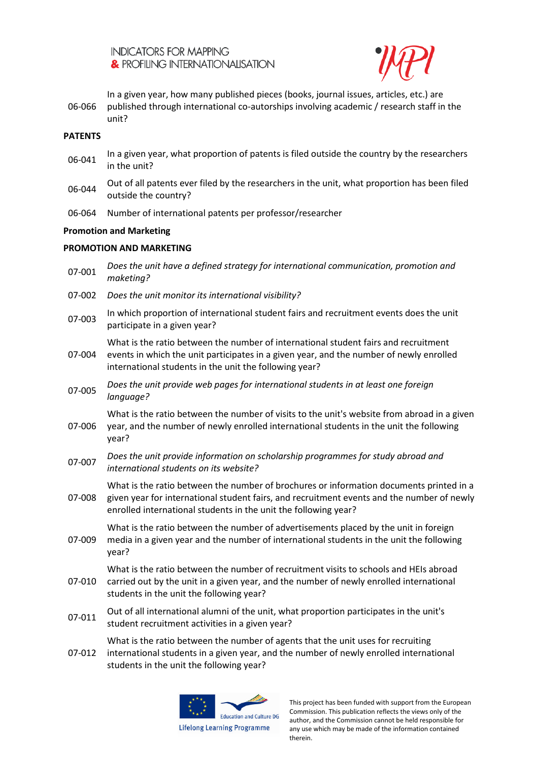| | |
|---|---|
| 06-066 | In a given year, how many published pieces (books, journal issues, articles, etc.) are published through international co-autorships involving academic / research staff in the unit? |

**PATENTS**

| | |
|---|---|
| 06-041 | In a given year, what proportion of patents is filed outside the country by the researchers in the unit? |
| 06-044 | Out of all patents ever filed by the researchers in the unit, what proportion has been filed outside the country? |
| 06-064 | Number of international patents per professor/researcher |

**Promotion and Marketing**

**PROMOTION AND MARKETING**

| | |
|---|---|
| 07-001 | *Does the unit have a defined strategy for international communication, promotion and maketing?* |
| 07-002 | *Does the unit monitor its international visibility?* |
| 07-003 | In which proportion of international student fairs and recruitment events does the unit participate in a given year? |
| 07-004 | What is the ratio between the number of international student fairs and recruitment events in which the unit participates in a given year, and the number of newly enrolled international students in the unit the following year? |
| 07-005 | *Does the unit provide web pages for international students in at least one foreign language?* |
| 07-006 | What is the ratio between the number of visits to the unit's website from abroad in a given year, and the number of newly enrolled international students in the unit the following year? |
| 07-007 | *Does the unit provide information on scholarship programmes for study abroad and international students on its website?* |
| 07-008 | What is the ratio between the number of brochures or information documents printed in a given year for international student fairs, and recruitment events and the number of newly enrolled international students in the unit the following year? |
| 07-009 | What is the ratio between the number of advertisements placed by the unit in foreign media in a given year and the number of international students in the unit the following year? |
| 07-010 | What is the ratio between the number of recruitment visits to schools and HEIs abroad carried out by the unit in a given year, and the number of newly enrolled international students in the unit the following year? |
| 07-011 | Out of all international alumni of the unit, what proportion participates in the unit's student recruitment activities in a given year? |
| 07-012 | What is the ratio between the number of agents that the unit uses for recruiting international students in a given year, and the number of newly enrolled international students in the unit the following year? |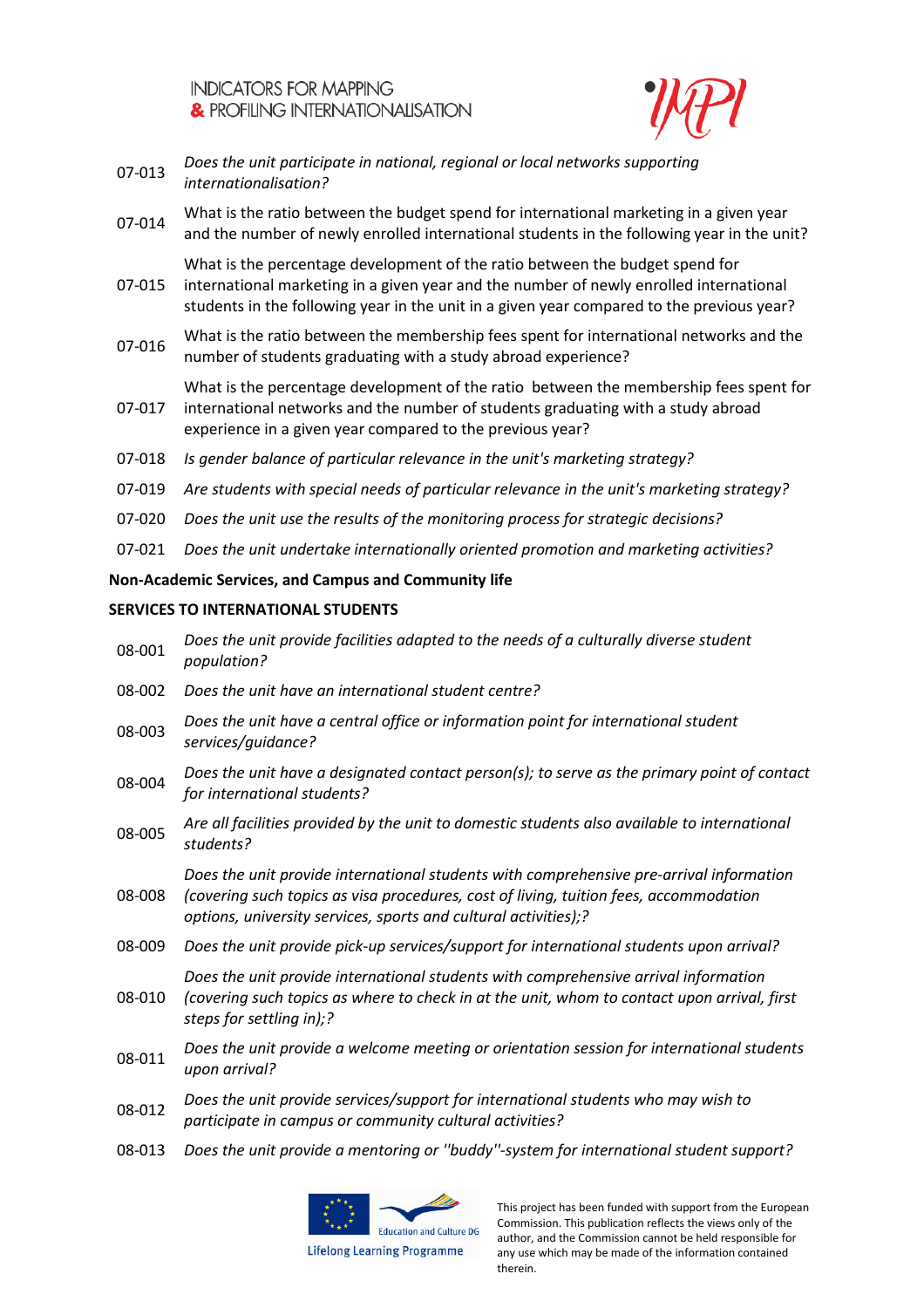| | |
|---|---|
| 07-013 | *Does the unit participate in national, regional or local networks supporting internationalisation?* |
| 07-014 | What is the ratio between the budget spend for international marketing in a given year and the number of newly enrolled international students in the following year in the unit? |
| 07-015 | What is the percentage development of the ratio between the budget spend for international marketing in a given year and the number of newly enrolled international students in the following year in the unit in a given year compared to the previous year? |
| 07-016 | What is the ratio between the membership fees spent for international networks and the number of students graduating with a study abroad experience? |
| 07-017 | What is the percentage development of the ratio between the membership fees spent for international networks and the number of students graduating with a study abroad experience in a given year compared to the previous year? |
| 07-018 | *Is gender balance of particular relevance in the unit's marketing strategy?* |
| 07-019 | *Are students with special needs of particular relevance in the unit's marketing strategy?* |
| 07-020 | *Does the unit use the results of the monitoring process for strategic decisions?* |
| 07-021 | *Does the unit undertake internationally oriented promotion and marketing activities?* |

**Non-Academic Services, and Campus and Community life**

**SERVICES TO INTERNATIONAL STUDENTS**

| | |
|---|---|
| 08-001 | *Does the unit provide facilities adapted to the needs of a culturally diverse student population?* |
| 08-002 | *Does the unit have an international student centre?* |
| 08-003 | *Does the unit have a central office or information point for international student services/guidance?* |
| 08-004 | *Does the unit have a designated contact person(s); to serve as the primary point of contact for international students?* |
| 08-005 | *Are all facilities provided by the unit to domestic students also available to international students?* |
| 08-008 | *Does the unit provide international students with comprehensive pre-arrival information (covering such topics as visa procedures, cost of living, tuition fees, accommodation options, university services, sports and cultural activities);?* |
| 08-009 | *Does the unit provide pick-up services/support for international students upon arrival?* |
| 08-010 | *Does the unit provide international students with comprehensive arrival information (covering such topics as where to check in at the unit, whom to contact upon arrival, first steps for settling in);?* |
| 08-011 | *Does the unit provide a welcome meeting or orientation session for international students upon arrival?* |
| 08-012 | *Does the unit provide services/support for international students who may wish to participate in campus or community cultural activities?* |
| 08-013 | *Does the unit provide a mentoring or "buddy"-system for international student support?* |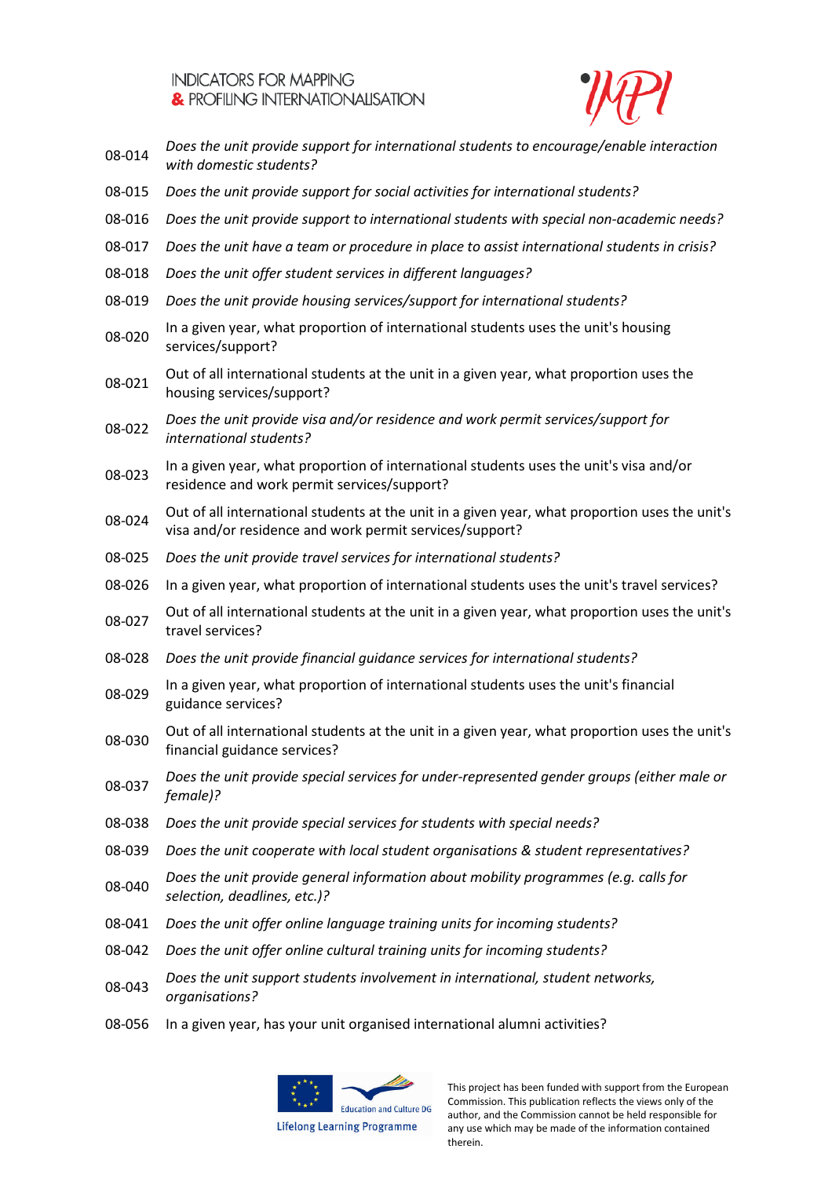| | |
|---|---|
| 08-014 | *Does the unit provide support for international students to encourage/enable interaction with domestic students?* |
| 08-015 | *Does the unit provide support for social activities for international students?* |
| 08-016 | *Does the unit provide support to international students with special non-academic needs?* |
| 08-017 | *Does the unit have a team or procedure in place to assist international students in crisis?* |
| 08-018 | *Does the unit offer student services in different languages?* |
| 08-019 | *Does the unit provide housing services/support for international students?* |
| 08-020 | In a given year, what proportion of international students uses the unit's housing services/support? |
| 08-021 | Out of all international students at the unit in a given year, what proportion uses the housing services/support? |
| 08-022 | *Does the unit provide visa and/or residence and work permit services/support for international students?* |
| 08-023 | In a given year, what proportion of international students uses the unit's visa and/or residence and work permit services/support? |
| 08-024 | Out of all international students at the unit in a given year, what proportion uses the unit's visa and/or residence and work permit services/support? |
| 08-025 | *Does the unit provide travel services for international students?* |
| 08-026 | In a given year, what proportion of international students uses the unit's travel services? |
| 08-027 | Out of all international students at the unit in a given year, what proportion uses the unit's travel services? |
| 08-028 | *Does the unit provide financial guidance services for international students?* |
| 08-029 | In a given year, what proportion of international students uses the unit's financial guidance services? |
| 08-030 | Out of all international students at the unit in a given year, what proportion uses the unit's financial guidance services? |
| 08-037 | *Does the unit provide special services for under-represented gender groups (either male or female)?* |
| 08-038 | *Does the unit provide special services for students with special needs?* |
| 08-039 | *Does the unit cooperate with local student organisations & student representatives?* |
| 08-040 | *Does the unit provide general information about mobility programmes (e.g. calls for selection, deadlines, etc.)?* |
| 08-041 | *Does the unit offer online language training units for incoming students?* |
| 08-042 | *Does the unit offer online cultural training units for incoming students?* |
| 08-043 | *Does the unit support students involvement in international, student networks, organisations?* |
| 08-056 | In a given year, has your unit organised international alumni activities? |

This project has been funded with support from the European Commission. This publication reflects the views only of the author, and the Commission cannot be held responsible for any use which may be made of the information contained therein.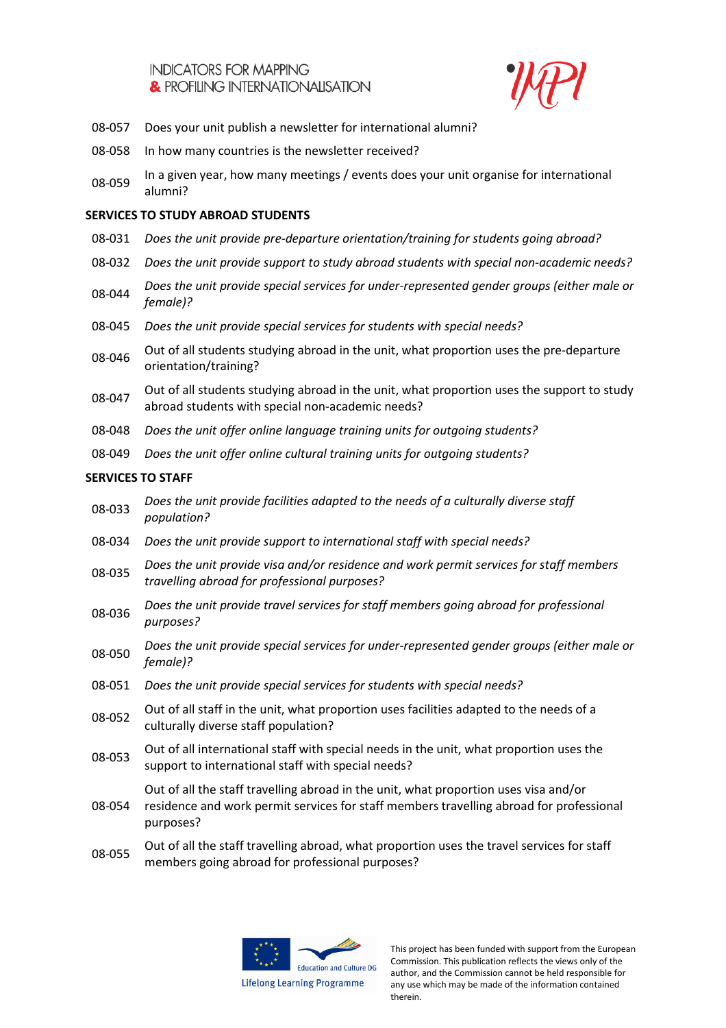08-057 Does your unit publish a newsletter for international alumni?

08-058 In how many countries is the newsletter received?

08-059 In a given year, how many meetings / events does your unit organise for international alumni?

**SERVICES TO STUDY ABROAD STUDENTS**

08-031 *Does the unit provide pre-departure orientation/training for students going abroad?*

08-032 *Does the unit provide support to study abroad students with special non-academic needs?*

08-044 *Does the unit provide special services for under-represented gender groups (either male or female)?*

08-045 *Does the unit provide special services for students with special needs?*

08-046 Out of all students studying abroad in the unit, what proportion uses the pre-departure orientation/training?

08-047 Out of all students studying abroad in the unit, what proportion uses the support to study abroad students with special non-academic needs?

08-048 *Does the unit offer online language training units for outgoing students?*

08-049 *Does the unit offer online cultural training units for outgoing students?*

**SERVICES TO STAFF**

08-033 *Does the unit provide facilities adapted to the needs of a culturally diverse staff population?*

08-034 *Does the unit provide support to international staff with special needs?*

08-035 *Does the unit provide visa and/or residence and work permit services for staff members travelling abroad for professional purposes?*

08-036 *Does the unit provide travel services for staff members going abroad for professional purposes?*

08-050 *Does the unit provide special services for under-represented gender groups (either male or female)?*

08-051 *Does the unit provide special services for students with special needs?*

08-052 Out of all staff in the unit, what proportion uses facilities adapted to the needs of a culturally diverse staff population?

08-053 Out of all international staff with special needs in the unit, what proportion uses the support to international staff with special needs?

08-054 Out of all the staff travelling abroad in the unit, what proportion uses visa and/or residence and work permit services for staff members travelling abroad for professional purposes?

08-055 Out of all the staff travelling abroad, what proportion uses the travel services for staff members going abroad for professional purposes?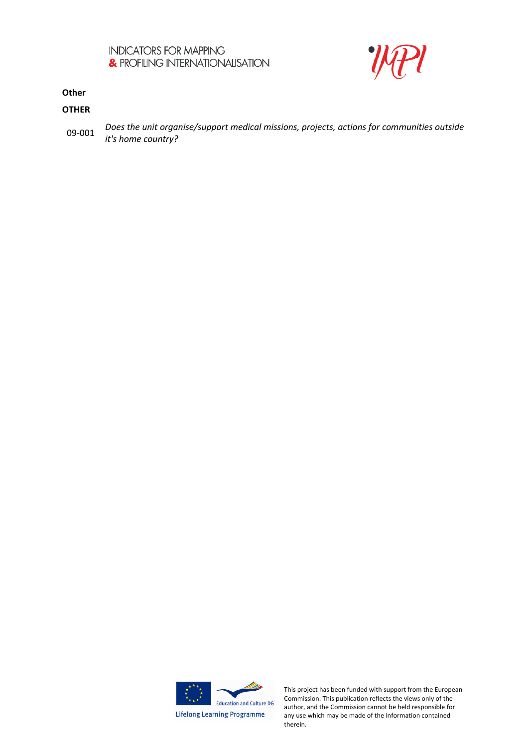**Other**

**OTHER**

09-001 *Does the unit organise/support medical missions, projects, actions for communities outside it's home country?*